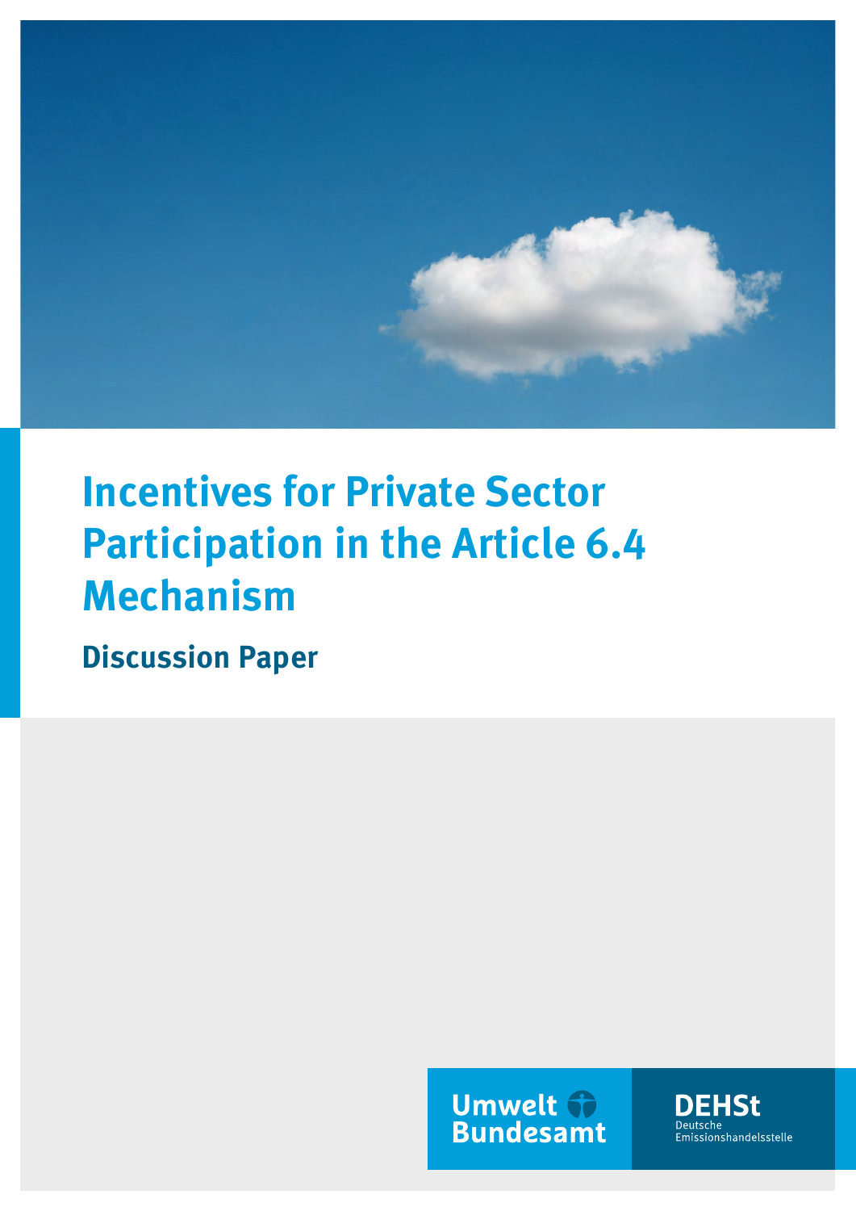# Incentives for Private Sector Participation in the Article 6.4 Mechanism

## Discussion Paper

Umwelt Bundesamt

DEHSt
Deutsche
Emissionshandelsstelle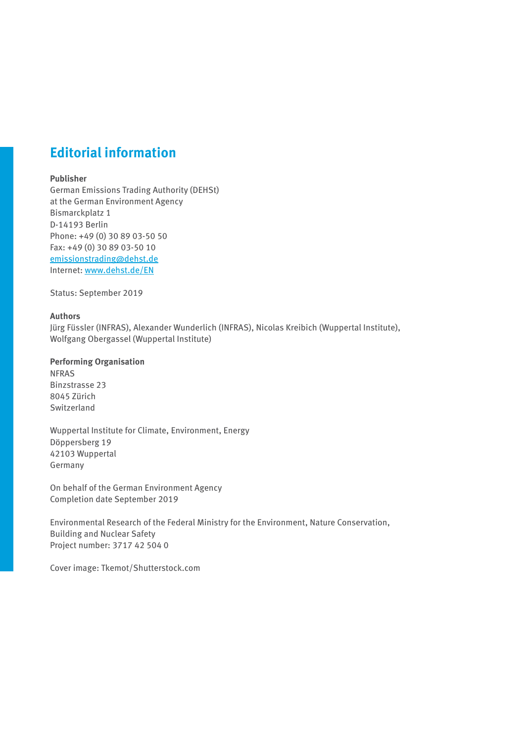## Editorial information

**Publisher**
German Emissions Trading Authority (DEHSt)
at the German Environment Agency
Bismarckplatz 1
D-14193 Berlin
Phone: +49 (0) 30 89 03-50 50
Fax: +49 (0) 30 89 03-50 10
emissionstrading@dehst.de
Internet: www.dehst.de/EN

Status: September 2019

**Authors**
Jürg Füssler (INFRAS), Alexander Wunderlich (INFRAS), Nicolas Kreibich (Wuppertal Institute), Wolfgang Obergassel (Wuppertal Institute)

**Performing Organisation**
NFRAS
Binzstrasse 23
8045 Zürich
Switzerland

Wuppertal Institute for Climate, Environment, Energy
Döppersberg 19
42103 Wuppertal
Germany

On behalf of the German Environment Agency
Completion date September 2019

Environmental Research of the Federal Ministry for the Environment, Nature Conservation, Building and Nuclear Safety
Project number: 3717 42 504 0

Cover image: Tkemot/Shutterstock.com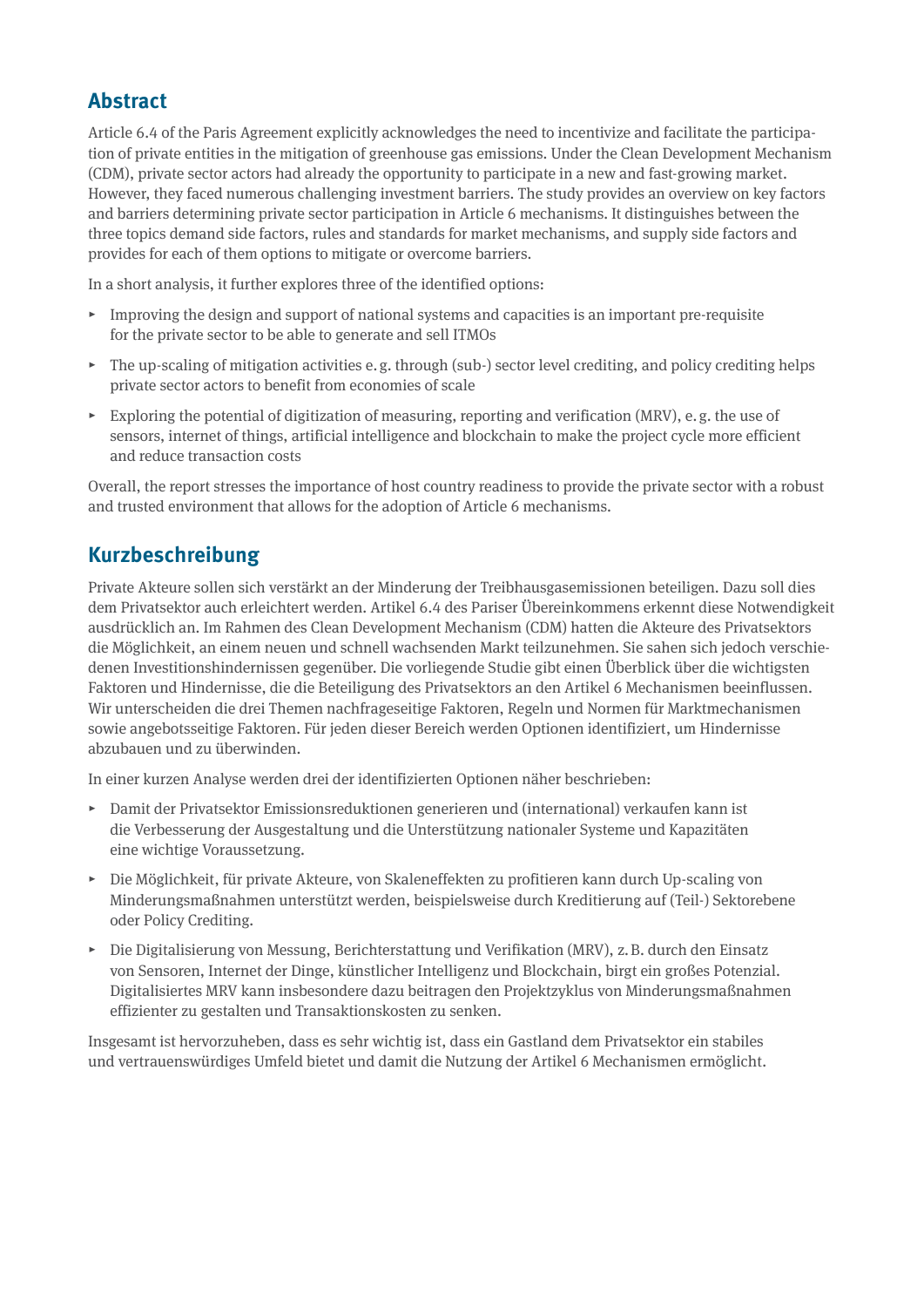## Abstract

Article 6.4 of the Paris Agreement explicitly acknowledges the need to incentivize and facilitate the participation of private entities in the mitigation of greenhouse gas emissions. Under the Clean Development Mechanism (CDM), private sector actors had already the opportunity to participate in a new and fast-growing market. However, they faced numerous challenging investment barriers. The study provides an overview on key factors and barriers determining private sector participation in Article 6 mechanisms. It distinguishes between the three topics demand side factors, rules and standards for market mechanisms, and supply side factors and provides for each of them options to mitigate or overcome barriers.

In a short analysis, it further explores three of the identified options:

- Improving the design and support of national systems and capacities is an important pre-requisite for the private sector to be able to generate and sell ITMOs
- The up-scaling of mitigation activities e.g. through (sub-) sector level crediting, and policy crediting helps private sector actors to benefit from economies of scale
- Exploring the potential of digitization of measuring, reporting and verification (MRV), e.g. the use of sensors, internet of things, artificial intelligence and blockchain to make the project cycle more efficient and reduce transaction costs

Overall, the report stresses the importance of host country readiness to provide the private sector with a robust and trusted environment that allows for the adoption of Article 6 mechanisms.

## Kurzbeschreibung

Private Akteure sollen sich verstärkt an der Minderung der Treibhausgasemissionen beteiligen. Dazu soll dies dem Privatsektor auch erleichtert werden. Artikel 6.4 des Pariser Übereinkommens erkennt diese Notwendigkeit ausdrücklich an. Im Rahmen des Clean Development Mechanism (CDM) hatten die Akteure des Privatsektors die Möglichkeit, an einem neuen und schnell wachsenden Markt teilzunehmen. Sie sahen sich jedoch verschiedenen Investitionshindernissen gegenüber. Die vorliegende Studie gibt einen Überblick über die wichtigsten Faktoren und Hindernisse, die die Beteiligung des Privatsektors an den Artikel 6 Mechanismen beeinflussen. Wir unterscheiden die drei Themen nachfrageseitige Faktoren, Regeln und Normen für Marktmechanismen sowie angebotsseitige Faktoren. Für jeden dieser Bereich werden Optionen identifiziert, um Hindernisse abzubauen und zu überwinden.

In einer kurzen Analyse werden drei der identifizierten Optionen näher beschrieben:

- Damit der Privatsektor Emissionsreduktionen generieren und (international) verkaufen kann ist die Verbesserung der Ausgestaltung und die Unterstützung nationaler Systeme und Kapazitäten eine wichtige Voraussetzung.
- Die Möglichkeit, für private Akteure, von Skaleneffekten zu profitieren kann durch Up-scaling von Minderungsmaßnahmen unterstützt werden, beispielsweise durch Kreditierung auf (Teil-) Sektorebene oder Policy Crediting.
- Die Digitalisierung von Messung, Berichterstattung und Verifikation (MRV), z.B. durch den Einsatz von Sensoren, Internet der Dinge, künstlicher Intelligenz und Blockchain, birgt ein großes Potenzial. Digitalisiertes MRV kann insbesondere dazu beitragen den Projektzyklus von Minderungsmaßnahmen effizienter zu gestalten und Transaktionskosten zu senken.

Insgesamt ist hervorzuheben, dass es sehr wichtig ist, dass ein Gastland dem Privatsektor ein stabiles und vertrauenswürdiges Umfeld bietet und damit die Nutzung der Artikel 6 Mechanismen ermöglicht.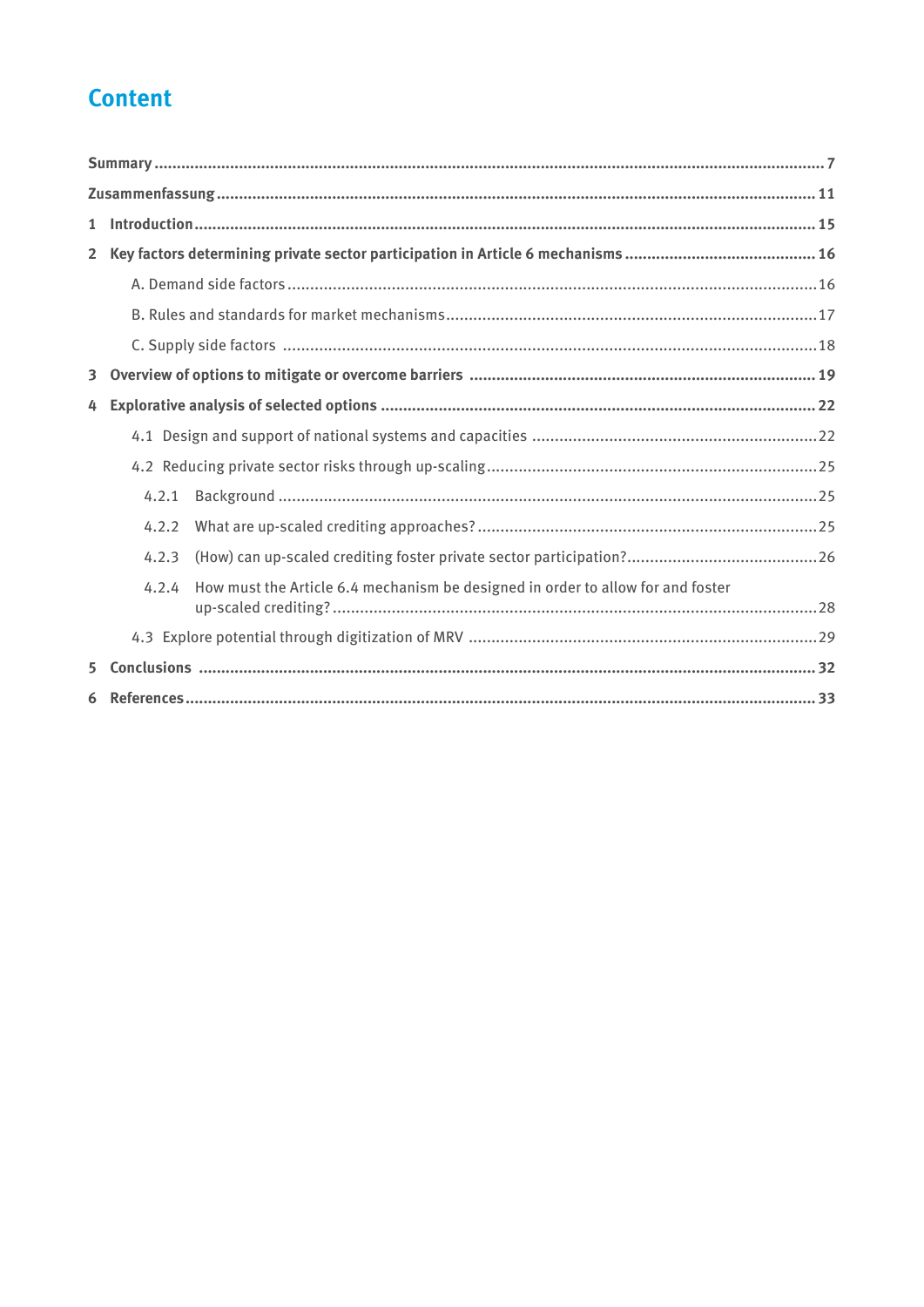# Content

**Summary** .................... 7

**Zusammenfassung** .................... 11

**1 Introduction** .................... 15

**2 Key factors determining private sector participation in Article 6 mechanisms** .................... 16

- A. Demand side factors .................... 16
- B. Rules and standards for market mechanisms .................... 17
- C. Supply side factors .................... 18

**3 Overview of options to mitigate or overcome barriers** .................... 19

**4 Explorative analysis of selected options** .................... 22

- 4.1 Design and support of national systems and capacities .................... 22
- 4.2 Reducing private sector risks through up-scaling .................... 25
  - 4.2.1 Background .................... 25
  - 4.2.2 What are up-scaled crediting approaches? .................... 25
  - 4.2.3 (How) can up-scaled crediting foster private sector participation? .................... 26
  - 4.2.4 How must the Article 6.4 mechanism be designed in order to allow for and foster up-scaled crediting? .................... 28
- 4.3 Explore potential through digitization of MRV .................... 29

**5 Conclusions** .................... 32

**6 References** .................... 33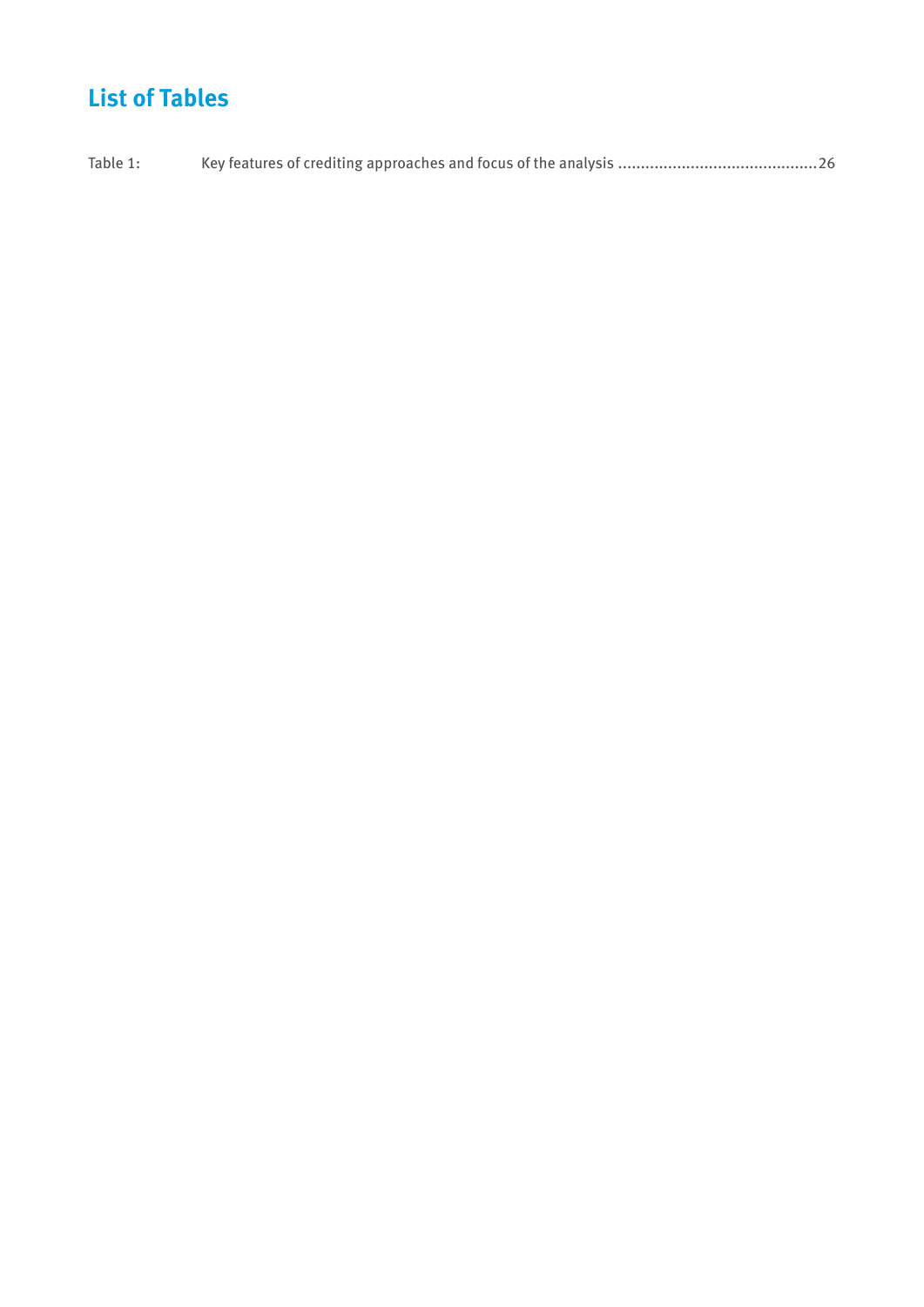# List of Tables

Table 1: Key features of crediting approaches and focus of the analysis ............................................26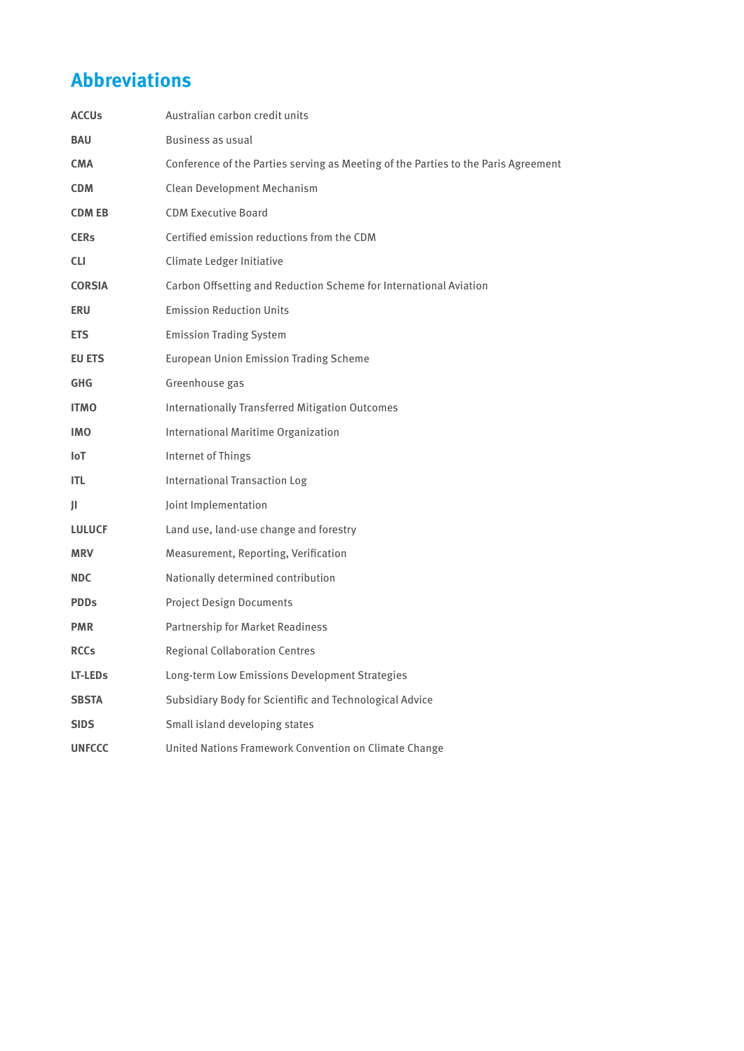# Abbreviations

| | |
|---|---|
| **ACCUs** | Australian carbon credit units |
| **BAU** | Business as usual |
| **CMA** | Conference of the Parties serving as Meeting of the Parties to the Paris Agreement |
| **CDM** | Clean Development Mechanism |
| **CDM EB** | CDM Executive Board |
| **CERs** | Certified emission reductions from the CDM |
| **CLI** | Climate Ledger Initiative |
| **CORSIA** | Carbon Offsetting and Reduction Scheme for International Aviation |
| **ERU** | Emission Reduction Units |
| **ETS** | Emission Trading System |
| **EU ETS** | European Union Emission Trading Scheme |
| **GHG** | Greenhouse gas |
| **ITMO** | Internationally Transferred Mitigation Outcomes |
| **IMO** | International Maritime Organization |
| **IoT** | Internet of Things |
| **ITL** | International Transaction Log |
| **JI** | Joint Implementation |
| **LULUCF** | Land use, land-use change and forestry |
| **MRV** | Measurement, Reporting, Verification |
| **NDC** | Nationally determined contribution |
| **PDDs** | Project Design Documents |
| **PMR** | Partnership for Market Readiness |
| **RCCs** | Regional Collaboration Centres |
| **LT-LEDs** | Long-term Low Emissions Development Strategies |
| **SBSTA** | Subsidiary Body for Scientific and Technological Advice |
| **SIDS** | Small island developing states |
| **UNFCCC** | United Nations Framework Convention on Climate Change |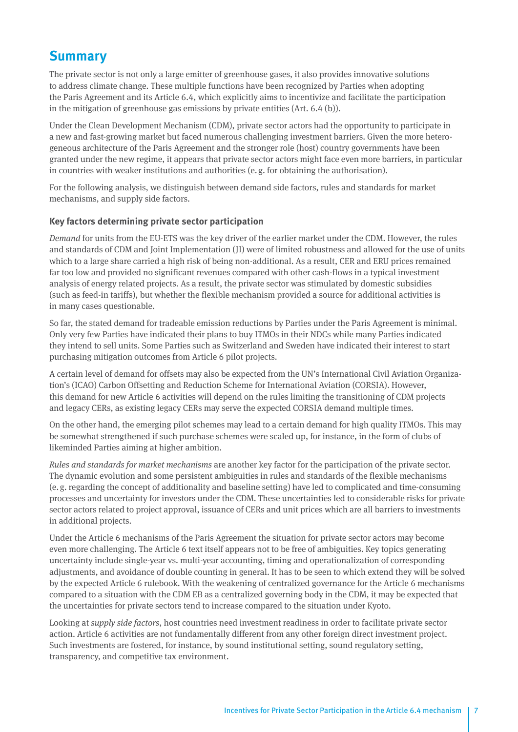# Summary

The private sector is not only a large emitter of greenhouse gases, it also provides innovative solutions to address climate change. These multiple functions have been recognized by Parties when adopting the Paris Agreement and its Article 6.4, which explicitly aims to incentivize and facilitate the participation in the mitigation of greenhouse gas emissions by private entities (Art. 6.4 (b)).

Under the Clean Development Mechanism (CDM), private sector actors had the opportunity to participate in a new and fast-growing market but faced numerous challenging investment barriers. Given the more heterogeneous architecture of the Paris Agreement and the stronger role (host) country governments have been granted under the new regime, it appears that private sector actors might face even more barriers, in particular in countries with weaker institutions and authorities (e.g. for obtaining the authorisation).

For the following analysis, we distinguish between demand side factors, rules and standards for market mechanisms, and supply side factors.

### Key factors determining private sector participation

*Demand* for units from the EU-ETS was the key driver of the earlier market under the CDM. However, the rules and standards of CDM and Joint Implementation (JI) were of limited robustness and allowed for the use of units which to a large share carried a high risk of being non-additional. As a result, CER and ERU prices remained far too low and provided no significant revenues compared with other cash-flows in a typical investment analysis of energy related projects. As a result, the private sector was stimulated by domestic subsidies (such as feed-in tariffs), but whether the flexible mechanism provided a source for additional activities is in many cases questionable.

So far, the stated demand for tradeable emission reductions by Parties under the Paris Agreement is minimal. Only very few Parties have indicated their plans to buy ITMOs in their NDCs while many Parties indicated they intend to sell units. Some Parties such as Switzerland and Sweden have indicated their interest to start purchasing mitigation outcomes from Article 6 pilot projects.

A certain level of demand for offsets may also be expected from the UN's International Civil Aviation Organization's (ICAO) Carbon Offsetting and Reduction Scheme for International Aviation (CORSIA). However, this demand for new Article 6 activities will depend on the rules limiting the transitioning of CDM projects and legacy CERs, as existing legacy CERs may serve the expected CORSIA demand multiple times.

On the other hand, the emerging pilot schemes may lead to a certain demand for high quality ITMOs. This may be somewhat strengthened if such purchase schemes were scaled up, for instance, in the form of clubs of likeminded Parties aiming at higher ambition.

*Rules and standards for market mechanisms* are another key factor for the participation of the private sector. The dynamic evolution and some persistent ambiguities in rules and standards of the flexible mechanisms (e.g. regarding the concept of additionality and baseline setting) have led to complicated and time-consuming processes and uncertainty for investors under the CDM. These uncertainties led to considerable risks for private sector actors related to project approval, issuance of CERs and unit prices which are all barriers to investments in additional projects.

Under the Article 6 mechanisms of the Paris Agreement the situation for private sector actors may become even more challenging. The Article 6 text itself appears not to be free of ambiguities. Key topics generating uncertainty include single-year vs. multi-year accounting, timing and operationalization of corresponding adjustments, and avoidance of double counting in general. It has to be seen to which extend they will be solved by the expected Article 6 rulebook. With the weakening of centralized governance for the Article 6 mechanisms compared to a situation with the CDM EB as a centralized governing body in the CDM, it may be expected that the uncertainties for private sectors tend to increase compared to the situation under Kyoto.

Looking at *supply side factors*, host countries need investment readiness in order to facilitate private sector action. Article 6 activities are not fundamentally different from any other foreign direct investment project. Such investments are fostered, for instance, by sound institutional setting, sound regulatory setting, transparency, and competitive tax environment.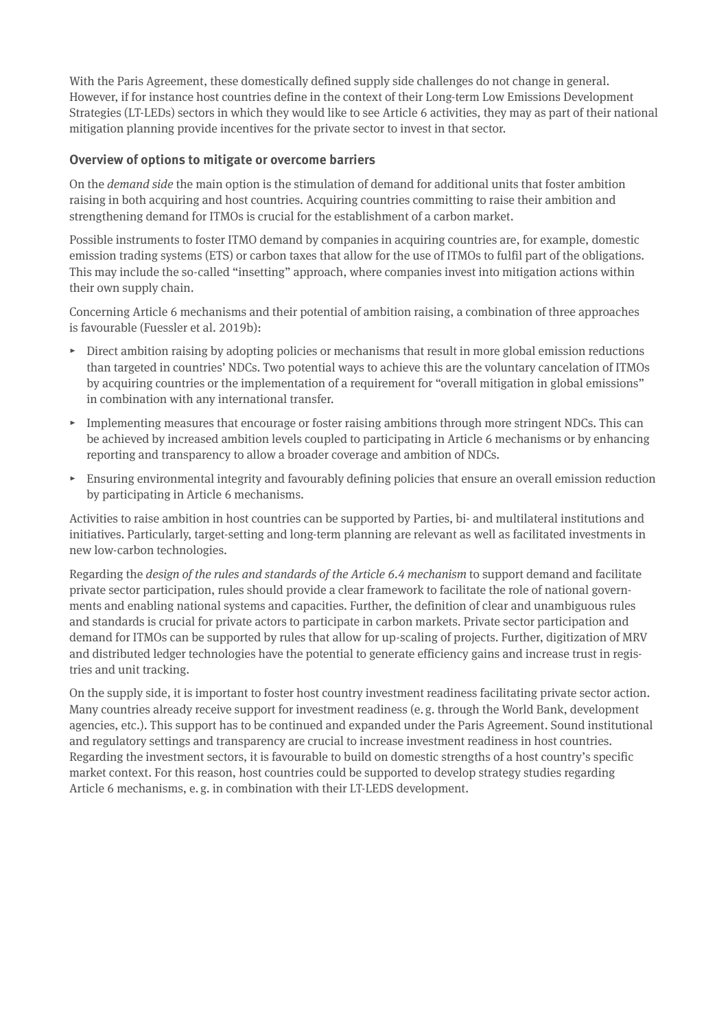With the Paris Agreement, these domestically defined supply side challenges do not change in general. However, if for instance host countries define in the context of their Long-term Low Emissions Development Strategies (LT-LEDs) sectors in which they would like to see Article 6 activities, they may as part of their national mitigation planning provide incentives for the private sector to invest in that sector.

### Overview of options to mitigate or overcome barriers

On the *demand side* the main option is the stimulation of demand for additional units that foster ambition raising in both acquiring and host countries. Acquiring countries committing to raise their ambition and strengthening demand for ITMOs is crucial for the establishment of a carbon market.

Possible instruments to foster ITMO demand by companies in acquiring countries are, for example, domestic emission trading systems (ETS) or carbon taxes that allow for the use of ITMOs to fulfil part of the obligations. This may include the so-called "insetting" approach, where companies invest into mitigation actions within their own supply chain.

Concerning Article 6 mechanisms and their potential of ambition raising, a combination of three approaches is favourable (Fuessler et al. 2019b):

- Direct ambition raising by adopting policies or mechanisms that result in more global emission reductions than targeted in countries' NDCs. Two potential ways to achieve this are the voluntary cancelation of ITMOs by acquiring countries or the implementation of a requirement for "overall mitigation in global emissions" in combination with any international transfer.
- Implementing measures that encourage or foster raising ambitions through more stringent NDCs. This can be achieved by increased ambition levels coupled to participating in Article 6 mechanisms or by enhancing reporting and transparency to allow a broader coverage and ambition of NDCs.
- Ensuring environmental integrity and favourably defining policies that ensure an overall emission reduction by participating in Article 6 mechanisms.

Activities to raise ambition in host countries can be supported by Parties, bi- and multilateral institutions and initiatives. Particularly, target-setting and long-term planning are relevant as well as facilitated investments in new low-carbon technologies.

Regarding the *design of the rules and standards of the Article 6.4 mechanism* to support demand and facilitate private sector participation, rules should provide a clear framework to facilitate the role of national governments and enabling national systems and capacities. Further, the definition of clear and unambiguous rules and standards is crucial for private actors to participate in carbon markets. Private sector participation and demand for ITMOs can be supported by rules that allow for up-scaling of projects. Further, digitization of MRV and distributed ledger technologies have the potential to generate efficiency gains and increase trust in registries and unit tracking.

On the supply side, it is important to foster host country investment readiness facilitating private sector action. Many countries already receive support for investment readiness (e. g. through the World Bank, development agencies, etc.). This support has to be continued and expanded under the Paris Agreement. Sound institutional and regulatory settings and transparency are crucial to increase investment readiness in host countries. Regarding the investment sectors, it is favourable to build on domestic strengths of a host country's specific market context. For this reason, host countries could be supported to develop strategy studies regarding Article 6 mechanisms, e. g. in combination with their LT-LEDS development.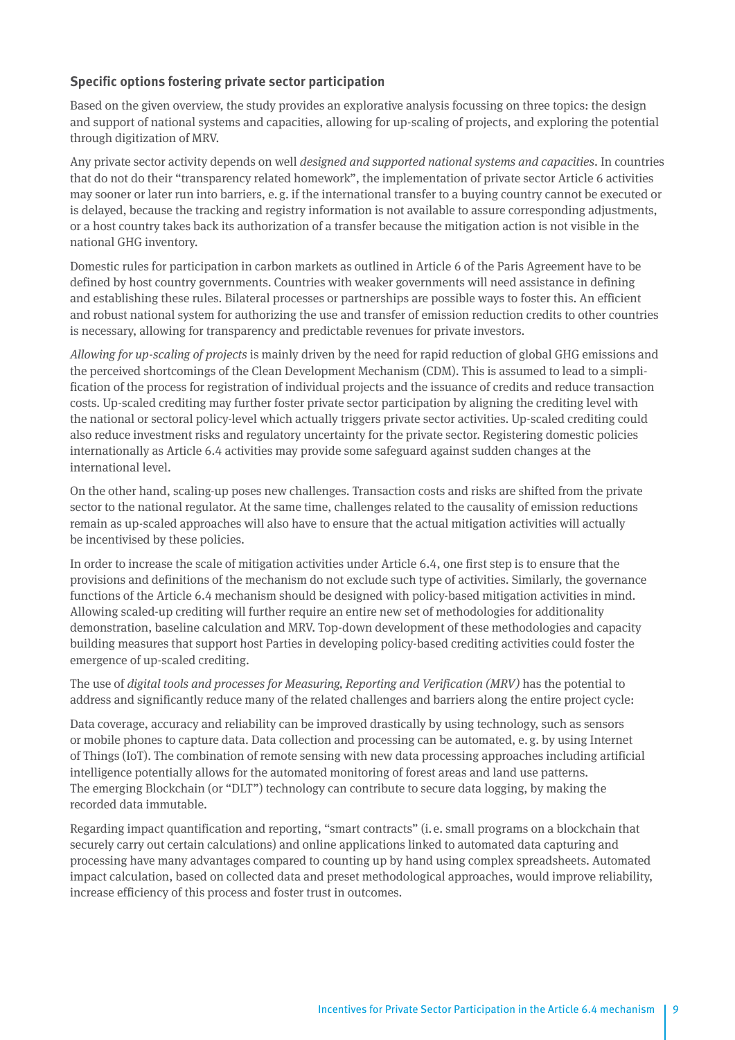### Specific options fostering private sector participation

Based on the given overview, the study provides an explorative analysis focussing on three topics: the design and support of national systems and capacities, allowing for up-scaling of projects, and exploring the potential through digitization of MRV.

Any private sector activity depends on well *designed and supported national systems and capacities*. In countries that do not do their "transparency related homework", the implementation of private sector Article 6 activities may sooner or later run into barriers, e. g. if the international transfer to a buying country cannot be executed or is delayed, because the tracking and registry information is not available to assure corresponding adjustments, or a host country takes back its authorization of a transfer because the mitigation action is not visible in the national GHG inventory.

Domestic rules for participation in carbon markets as outlined in Article 6 of the Paris Agreement have to be defined by host country governments. Countries with weaker governments will need assistance in defining and establishing these rules. Bilateral processes or partnerships are possible ways to foster this. An efficient and robust national system for authorizing the use and transfer of emission reduction credits to other countries is necessary, allowing for transparency and predictable revenues for private investors.

*Allowing for up-scaling of projects* is mainly driven by the need for rapid reduction of global GHG emissions and the perceived shortcomings of the Clean Development Mechanism (CDM). This is assumed to lead to a simplification of the process for registration of individual projects and the issuance of credits and reduce transaction costs. Up-scaled crediting may further foster private sector participation by aligning the crediting level with the national or sectoral policy-level which actually triggers private sector activities. Up-scaled crediting could also reduce investment risks and regulatory uncertainty for the private sector. Registering domestic policies internationally as Article 6.4 activities may provide some safeguard against sudden changes at the international level.

On the other hand, scaling-up poses new challenges. Transaction costs and risks are shifted from the private sector to the national regulator. At the same time, challenges related to the causality of emission reductions remain as up-scaled approaches will also have to ensure that the actual mitigation activities will actually be incentivised by these policies.

In order to increase the scale of mitigation activities under Article 6.4, one first step is to ensure that the provisions and definitions of the mechanism do not exclude such type of activities. Similarly, the governance functions of the Article 6.4 mechanism should be designed with policy-based mitigation activities in mind. Allowing scaled-up crediting will further require an entire new set of methodologies for additionality demonstration, baseline calculation and MRV. Top-down development of these methodologies and capacity building measures that support host Parties in developing policy-based crediting activities could foster the emergence of up-scaled crediting.

The use of *digital tools and processes for Measuring, Reporting and Verification (MRV)* has the potential to address and significantly reduce many of the related challenges and barriers along the entire project cycle:

Data coverage, accuracy and reliability can be improved drastically by using technology, such as sensors or mobile phones to capture data. Data collection and processing can be automated, e. g. by using Internet of Things (IoT). The combination of remote sensing with new data processing approaches including artificial intelligence potentially allows for the automated monitoring of forest areas and land use patterns. The emerging Blockchain (or "DLT") technology can contribute to secure data logging, by making the recorded data immutable.

Regarding impact quantification and reporting, "smart contracts" (i. e. small programs on a blockchain that securely carry out certain calculations) and online applications linked to automated data capturing and processing have many advantages compared to counting up by hand using complex spreadsheets. Automated impact calculation, based on collected data and preset methodological approaches, would improve reliability, increase efficiency of this process and foster trust in outcomes.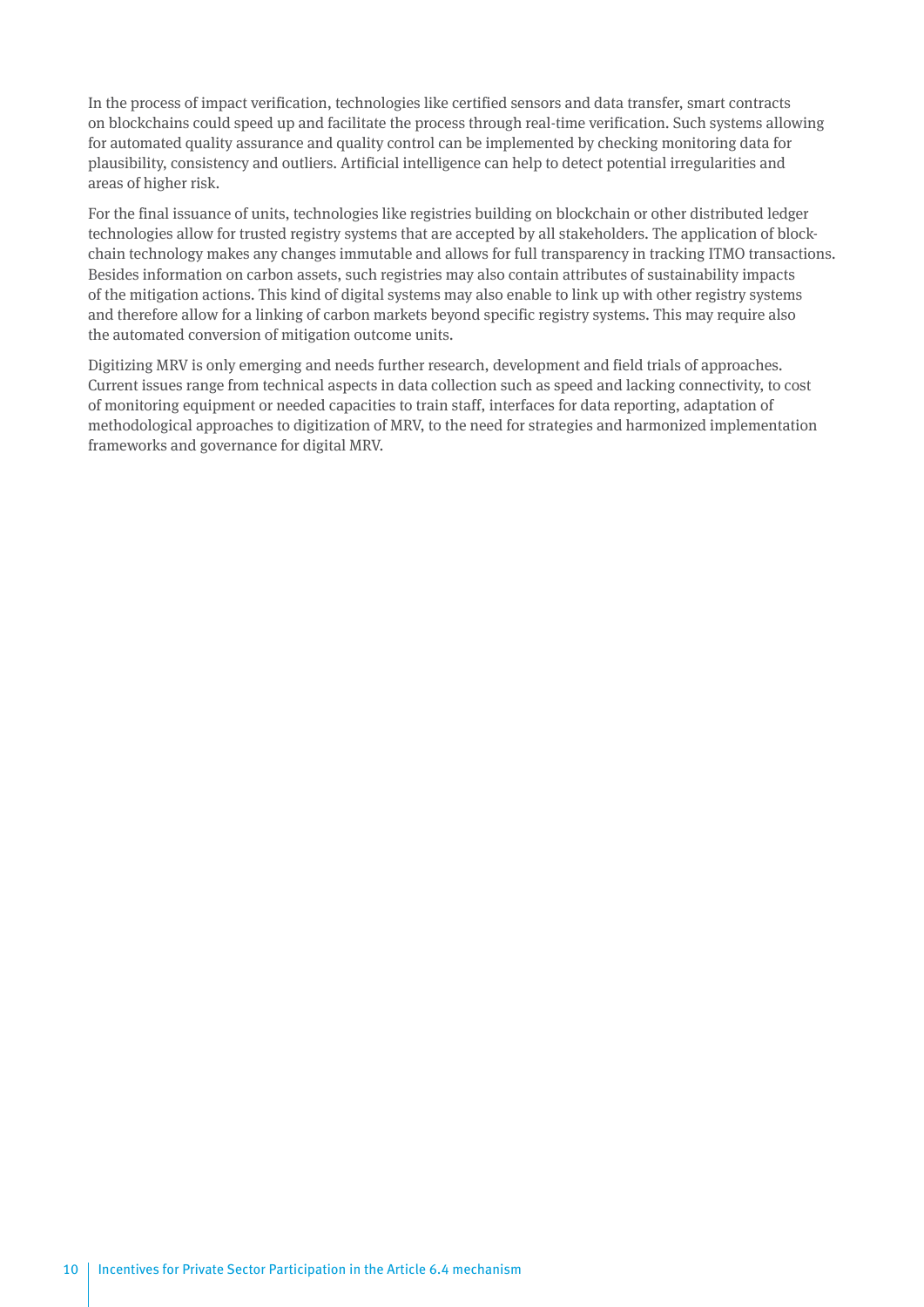In the process of impact verification, technologies like certified sensors and data transfer, smart contracts on blockchains could speed up and facilitate the process through real-time verification. Such systems allowing for automated quality assurance and quality control can be implemented by checking monitoring data for plausibility, consistency and outliers. Artificial intelligence can help to detect potential irregularities and areas of higher risk.

For the final issuance of units, technologies like registries building on blockchain or other distributed ledger technologies allow for trusted registry systems that are accepted by all stakeholders. The application of blockchain technology makes any changes immutable and allows for full transparency in tracking ITMO transactions. Besides information on carbon assets, such registries may also contain attributes of sustainability impacts of the mitigation actions. This kind of digital systems may also enable to link up with other registry systems and therefore allow for a linking of carbon markets beyond specific registry systems. This may require also the automated conversion of mitigation outcome units.

Digitizing MRV is only emerging and needs further research, development and field trials of approaches. Current issues range from technical aspects in data collection such as speed and lacking connectivity, to cost of monitoring equipment or needed capacities to train staff, interfaces for data reporting, adaptation of methodological approaches to digitization of MRV, to the need for strategies and harmonized implementation frameworks and governance for digital MRV.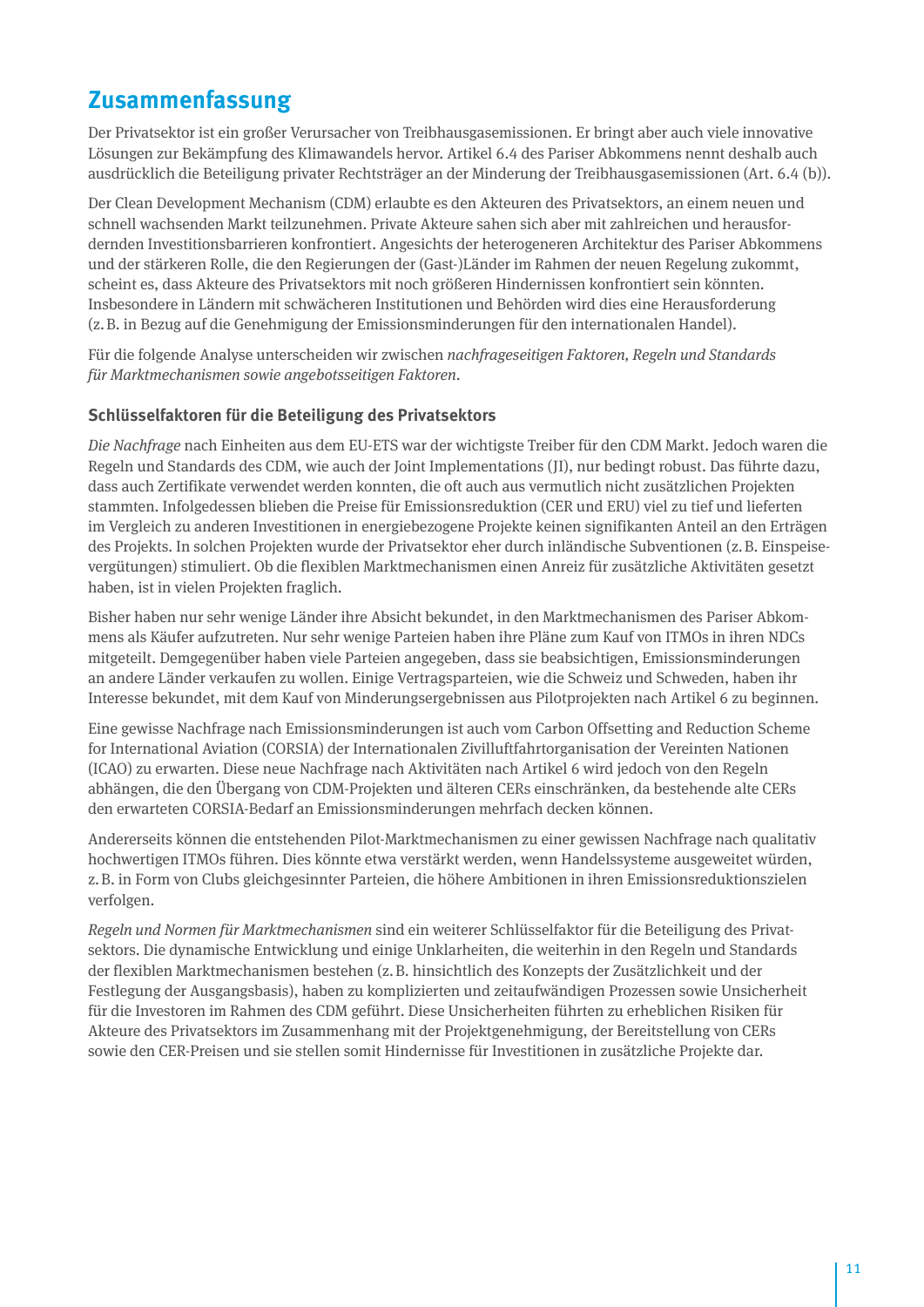# Zusammenfassung

Der Privatsektor ist ein großer Verursacher von Treibhausgasemissionen. Er bringt aber auch viele innovative Lösungen zur Bekämpfung des Klimawandels hervor. Artikel 6.4 des Pariser Abkommens nennt deshalb auch ausdrücklich die Beteiligung privater Rechtsträger an der Minderung der Treibhausgasemissionen (Art. 6.4 (b)).

Der Clean Development Mechanism (CDM) erlaubte es den Akteuren des Privatsektors, an einem neuen und schnell wachsenden Markt teilzunehmen. Private Akteure sahen sich aber mit zahlreichen und herausfordernden Investitionsbarrieren konfrontiert. Angesichts der heterogeneren Architektur des Pariser Abkommens und der stärkeren Rolle, die den Regierungen der (Gast-)Länder im Rahmen der neuen Regelung zukommt, scheint es, dass Akteure des Privatsektors mit noch größeren Hindernissen konfrontiert sein könnten. Insbesondere in Ländern mit schwächeren Institutionen und Behörden wird dies eine Herausforderung (z. B. in Bezug auf die Genehmigung der Emissionsminderungen für den internationalen Handel).

Für die folgende Analyse unterscheiden wir zwischen *nachfrageseitigen Faktoren, Regeln und Standards für Marktmechanismen sowie angebotsseitigen Faktoren.*

## Schlüsselfaktoren für die Beteiligung des Privatsektors

*Die Nachfrage* nach Einheiten aus dem EU-ETS war der wichtigste Treiber für den CDM Markt. Jedoch waren die Regeln und Standards des CDM, wie auch der Joint Implementations (JI), nur bedingt robust. Das führte dazu, dass auch Zertifikate verwendet werden konnten, die oft auch aus vermutlich nicht zusätzlichen Projekten stammten. Infolgedessen blieben die Preise für Emissionsreduktion (CER und ERU) viel zu tief und lieferten im Vergleich zu anderen Investitionen in energiebezogene Projekte keinen signifikanten Anteil an den Erträgen des Projekts. In solchen Projekten wurde der Privatsektor eher durch inländische Subventionen (z. B. Einspeisevergütungen) stimuliert. Ob die flexiblen Marktmechanismen einen Anreiz für zusätzliche Aktivitäten gesetzt haben, ist in vielen Projekten fraglich.

Bisher haben nur sehr wenige Länder ihre Absicht bekundet, in den Marktmechanismen des Pariser Abkommens als Käufer aufzutreten. Nur sehr wenige Parteien haben ihre Pläne zum Kauf von ITMOs in ihren NDCs mitgeteilt. Demgegenüber haben viele Parteien angegeben, dass sie beabsichtigen, Emissionsminderungen an andere Länder verkaufen zu wollen. Einige Vertragsparteien, wie die Schweiz und Schweden, haben ihr Interesse bekundet, mit dem Kauf von Minderungsergebnissen aus Pilotprojekten nach Artikel 6 zu beginnen.

Eine gewisse Nachfrage nach Emissionsminderungen ist auch vom Carbon Offsetting and Reduction Scheme for International Aviation (CORSIA) der Internationalen Zivilluftfahrtorganisation der Vereinten Nationen (ICAO) zu erwarten. Diese neue Nachfrage nach Aktivitäten nach Artikel 6 wird jedoch von den Regeln abhängen, die den Übergang von CDM-Projekten und älteren CERs einschränken, da bestehende alte CERs den erwarteten CORSIA-Bedarf an Emissionsminderungen mehrfach decken können.

Andererseits können die entstehenden Pilot-Marktmechanismen zu einer gewissen Nachfrage nach qualitativ hochwertigen ITMOs führen. Dies könnte etwa verstärkt werden, wenn Handelssysteme ausgeweitet würden, z. B. in Form von Clubs gleichgesinnter Parteien, die höhere Ambitionen in ihren Emissionsreduktionszielen verfolgen.

*Regeln und Normen für Marktmechanismen* sind ein weiterer Schlüsselfaktor für die Beteiligung des Privatsektors. Die dynamische Entwicklung und einige Unklarheiten, die weiterhin in den Regeln und Standards der flexiblen Marktmechanismen bestehen (z. B. hinsichtlich des Konzepts der Zusätzlichkeit und der Festlegung der Ausgangsbasis), haben zu komplizierten und zeitaufwändigen Prozessen sowie Unsicherheit für die Investoren im Rahmen des CDM geführt. Diese Unsicherheiten führten zu erheblichen Risiken für Akteure des Privatsektors im Zusammenhang mit der Projektgenehmigung, der Bereitstellung von CERs sowie den CER-Preisen und sie stellen somit Hindernisse für Investitionen in zusätzliche Projekte dar.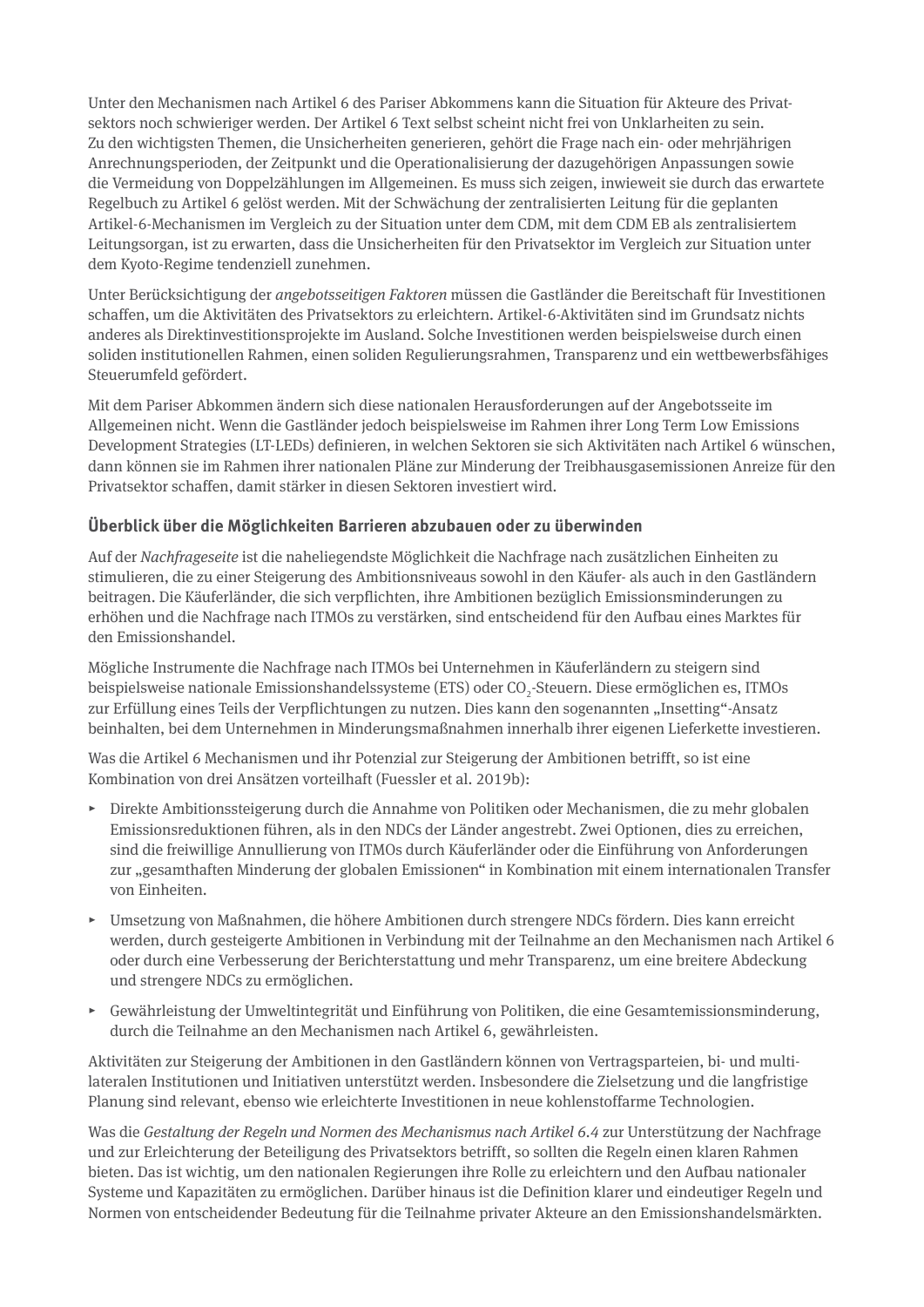Unter den Mechanismen nach Artikel 6 des Pariser Abkommens kann die Situation für Akteure des Privatsektors noch schwieriger werden. Der Artikel 6 Text selbst scheint nicht frei von Unklarheiten zu sein. Zu den wichtigsten Themen, die Unsicherheiten generieren, gehört die Frage nach ein- oder mehrjährigen Anrechnungsperioden, der Zeitpunkt und die Operationalisierung der dazugehörigen Anpassungen sowie die Vermeidung von Doppelzählungen im Allgemeinen. Es muss sich zeigen, inwieweit sie durch das erwartete Regelbuch zu Artikel 6 gelöst werden. Mit der Schwächung der zentralisierten Leitung für die geplanten Artikel-6-Mechanismen im Vergleich zu der Situation unter dem CDM, mit dem CDM EB als zentralisiertem Leitungsorgan, ist zu erwarten, dass die Unsicherheiten für den Privatsektor im Vergleich zur Situation unter dem Kyoto-Regime tendenziell zunehmen.

Unter Berücksichtigung der *angebotsseitigen Faktoren* müssen die Gastländer die Bereitschaft für Investitionen schaffen, um die Aktivitäten des Privatsektors zu erleichtern. Artikel-6-Aktivitäten sind im Grundsatz nichts anderes als Direktinvestitionsprojekte im Ausland. Solche Investitionen werden beispielsweise durch einen soliden institutionellen Rahmen, einen soliden Regulierungsrahmen, Transparenz und ein wettbewerbsfähiges Steuerumfeld gefördert.

Mit dem Pariser Abkommen ändern sich diese nationalen Herausforderungen auf der Angebotsseite im Allgemeinen nicht. Wenn die Gastländer jedoch beispielsweise im Rahmen ihrer Long Term Low Emissions Development Strategies (LT-LEDs) definieren, in welchen Sektoren sie sich Aktivitäten nach Artikel 6 wünschen, dann können sie im Rahmen ihrer nationalen Pläne zur Minderung der Treibhausgasemissionen Anreize für den Privatsektor schaffen, damit stärker in diesen Sektoren investiert wird.

### Überblick über die Möglichkeiten Barrieren abzubauen oder zu überwinden

Auf der *Nachfrageseite* ist die naheliegendste Möglichkeit die Nachfrage nach zusätzlichen Einheiten zu stimulieren, die zu einer Steigerung des Ambitionsniveaus sowohl in den Käufer- als auch in den Gastländern beitragen. Die Käuferländer, die sich verpflichten, ihre Ambitionen bezüglich Emissionsminderungen zu erhöhen und die Nachfrage nach ITMOs zu verstärken, sind entscheidend für den Aufbau eines Marktes für den Emissionshandel.

Mögliche Instrumente die Nachfrage nach ITMOs bei Unternehmen in Käuferländern zu steigern sind beispielsweise nationale Emissionshandelssysteme (ETS) oder $CO_2$-Steuern. Diese ermöglichen es, ITMOs zur Erfüllung eines Teils der Verpflichtungen zu nutzen. Dies kann den sogenannten „Insetting"-Ansatz beinhalten, bei dem Unternehmen in Minderungsmaßnahmen innerhalb ihrer eigenen Lieferkette investieren.

Was die Artikel 6 Mechanismen und ihr Potenzial zur Steigerung der Ambitionen betrifft, so ist eine Kombination von drei Ansätzen vorteilhaft (Fuessler et al. 2019b):

- Direkte Ambitionssteigerung durch die Annahme von Politiken oder Mechanismen, die zu mehr globalen Emissionsreduktionen führen, als in den NDCs der Länder angestrebt. Zwei Optionen, dies zu erreichen, sind die freiwillige Annullierung von ITMOs durch Käuferländer oder die Einführung von Anforderungen zur „gesamthaften Minderung der globalen Emissionen" in Kombination mit einem internationalen Transfer von Einheiten.
- Umsetzung von Maßnahmen, die höhere Ambitionen durch strengere NDCs fördern. Dies kann erreicht werden, durch gesteigerte Ambitionen in Verbindung mit der Teilnahme an den Mechanismen nach Artikel 6 oder durch eine Verbesserung der Berichterstattung und mehr Transparenz, um eine breitere Abdeckung und strengere NDCs zu ermöglichen.
- Gewährleistung der Umweltintegrität und Einführung von Politiken, die eine Gesamtemissionsminderung, durch die Teilnahme an den Mechanismen nach Artikel 6, gewährleisten.

Aktivitäten zur Steigerung der Ambitionen in den Gastländern können von Vertragsparteien, bi- und multilateralen Institutionen und Initiativen unterstützt werden. Insbesondere die Zielsetzung und die langfristige Planung sind relevant, ebenso wie erleichterte Investitionen in neue kohlenstoffarme Technologien.

Was die *Gestaltung der Regeln und Normen des Mechanismus nach Artikel 6.4* zur Unterstützung der Nachfrage und zur Erleichterung der Beteiligung des Privatsektors betrifft, so sollten die Regeln einen klaren Rahmen bieten. Das ist wichtig, um den nationalen Regierungen ihre Rolle zu erleichtern und den Aufbau nationaler Systeme und Kapazitäten zu ermöglichen. Darüber hinaus ist die Definition klarer und eindeutiger Regeln und Normen von entscheidender Bedeutung für die Teilnahme privater Akteure an den Emissionshandelsmärkten.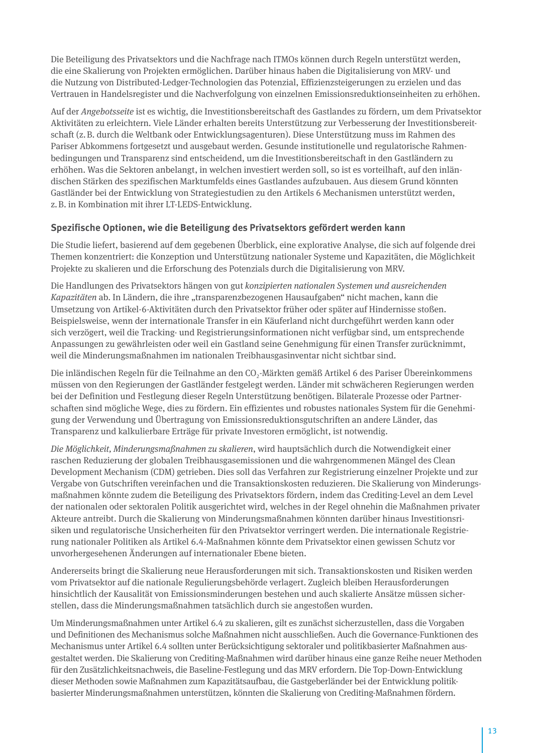Die Beteiligung des Privatsektors und die Nachfrage nach ITMOs können durch Regeln unterstützt werden, die eine Skalierung von Projekten ermöglichen. Darüber hinaus haben die Digitalisierung von MRV- und die Nutzung von Distributed-Ledger-Technologien das Potenzial, Effizienzsteigerungen zu erzielen und das Vertrauen in Handelsregister und die Nachverfolgung von einzelnen Emissionsreduktionseinheiten zu erhöhen.

Auf der *Angebotsseite* ist es wichtig, die Investitionsbereitschaft des Gastlandes zu fördern, um dem Privatsektor Aktivitäten zu erleichtern. Viele Länder erhalten bereits Unterstützung zur Verbesserung der Investitionsbereitschaft (z. B. durch die Weltbank oder Entwicklungsagenturen). Diese Unterstützung muss im Rahmen des Pariser Abkommens fortgesetzt und ausgebaut werden. Gesunde institutionelle und regulatorische Rahmenbedingungen und Transparenz sind entscheidend, um die Investitionsbereitschaft in den Gastländern zu erhöhen. Was die Sektoren anbelangt, in welchen investiert werden soll, so ist es vorteilhaft, auf den inländischen Stärken des spezifischen Marktumfelds eines Gastlandes aufzubauen. Aus diesem Grund könnten Gastländer bei der Entwicklung von Strategiestudien zu den Artikels 6 Mechanismen unterstützt werden, z. B. in Kombination mit ihrer LT-LEDS-Entwicklung.

### Spezifische Optionen, wie die Beteiligung des Privatsektors gefördert werden kann

Die Studie liefert, basierend auf dem gegebenen Überblick, eine explorative Analyse, die sich auf folgende drei Themen konzentriert: die Konzeption und Unterstützung nationaler Systeme und Kapazitäten, die Möglichkeit Projekte zu skalieren und die Erforschung des Potenzials durch die Digitalisierung von MRV.

Die Handlungen des Privatsektors hängen von gut *konzipierten nationalen Systemen und ausreichenden Kapazitäten* ab. In Ländern, die ihre „transparenzbezogenen Hausaufgaben" nicht machen, kann die Umsetzung von Artikel-6-Aktivitäten durch den Privatsektor früher oder später auf Hindernisse stoßen. Beispielsweise, wenn der internationale Transfer in ein Käuferland nicht durchgeführt werden kann oder sich verzögert, weil die Tracking- und Registrierungsinformationen nicht verfügbar sind, um entsprechende Anpassungen zu gewährleisten oder weil ein Gastland seine Genehmigung für einen Transfer zurücknimmt, weil die Minderungsmaßnahmen im nationalen Treibhausgasinventar nicht sichtbar sind.

Die inländischen Regeln für die Teilnahme an den $CO_2$-Märkten gemäß Artikel 6 des Pariser Übereinkommens müssen von den Regierungen der Gastländer festgelegt werden. Länder mit schwächeren Regierungen werden bei der Definition und Festlegung dieser Regeln Unterstützung benötigen. Bilaterale Prozesse oder Partnerschaften sind mögliche Wege, dies zu fördern. Ein effizientes und robustes nationales System für die Genehmigung der Verwendung und Übertragung von Emissionsreduktionsgutschriften an andere Länder, das Transparenz und kalkulierbare Erträge für private Investoren ermöglicht, ist notwendig.

*Die Möglichkeit, Minderungsmaßnahmen zu skalieren*, wird hauptsächlich durch die Notwendigkeit einer raschen Reduzierung der globalen Treibhausgasemissionen und die wahrgenommenen Mängel des Clean Development Mechanism (CDM) getrieben. Dies soll das Verfahren zur Registrierung einzelner Projekte und zur Vergabe von Gutschriften vereinfachen und die Transaktionskosten reduzieren. Die Skalierung von Minderungsmaßnahmen könnte zudem die Beteiligung des Privatsektors fördern, indem das Crediting-Level an dem Level der nationalen oder sektoralen Politik ausgerichtet wird, welches in der Regel ohnehin die Maßnahmen privater Akteure antreibt. Durch die Skalierung von Minderungsmaßnahmen könnten darüber hinaus Investitionsrisiken und regulatorische Unsicherheiten für den Privatsektor verringert werden. Die internationale Registrierung nationaler Politiken als Artikel 6.4-Maßnahmen könnte dem Privatsektor einen gewissen Schutz vor unvorhergesehenen Änderungen auf internationaler Ebene bieten.

Andererseits bringt die Skalierung neue Herausforderungen mit sich. Transaktionskosten und Risiken werden vom Privatsektor auf die nationale Regulierungsbehörde verlagert. Zugleich bleiben Herausforderungen hinsichtlich der Kausalität von Emissionsminderungen bestehen und auch skalierte Ansätze müssen sicherstellen, dass die Minderungsmaßnahmen tatsächlich durch sie angestoßen wurden.

Um Minderungsmaßnahmen unter Artikel 6.4 zu skalieren, gilt es zunächst sicherzustellen, dass die Vorgaben und Definitionen des Mechanismus solche Maßnahmen nicht ausschließen. Auch die Governance-Funktionen des Mechanismus unter Artikel 6.4 sollten unter Berücksichtigung sektoraler und politikbasierter Maßnahmen ausgestaltet werden. Die Skalierung von Crediting-Maßnahmen wird darüber hinaus eine ganze Reihe neuer Methoden für den Zusätzlichkeitsnachweis, die Baseline-Festlegung und das MRV erfordern. Die Top-Down-Entwicklung dieser Methoden sowie Maßnahmen zum Kapazitätsaufbau, die Gastgeberländer bei der Entwicklung politikbasierter Minderungsmaßnahmen unterstützen, könnten die Skalierung von Crediting-Maßnahmen fördern.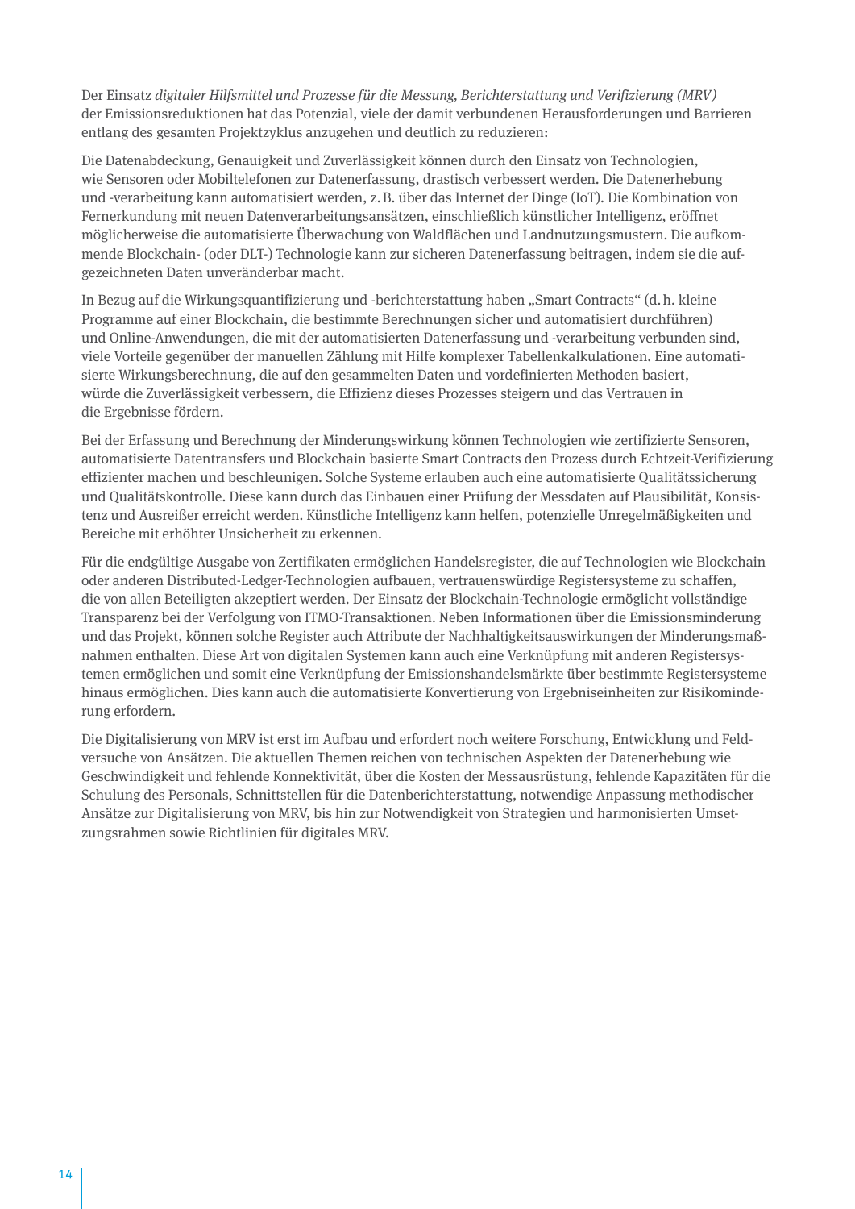Der Einsatz *digitaler Hilfsmittel und Prozesse für die Messung, Berichterstattung und Verifizierung (MRV)* der Emissionsreduktionen hat das Potenzial, viele der damit verbundenen Herausforderungen und Barrieren entlang des gesamten Projektzyklus anzugehen und deutlich zu reduzieren:

Die Datenabdeckung, Genauigkeit und Zuverlässigkeit können durch den Einsatz von Technologien, wie Sensoren oder Mobiltelefonen zur Datenerfassung, drastisch verbessert werden. Die Datenerhebung und -verarbeitung kann automatisiert werden, z. B. über das Internet der Dinge (IoT). Die Kombination von Fernerkundung mit neuen Datenverarbeitungsansätzen, einschließlich künstlicher Intelligenz, eröffnet möglicherweise die automatisierte Überwachung von Waldflächen und Landnutzungsmustern. Die aufkommende Blockchain- (oder DLT-) Technologie kann zur sicheren Datenerfassung beitragen, indem sie die aufgezeichneten Daten unveränderbar macht.

In Bezug auf die Wirkungsquantifizierung und -berichterstattung haben „Smart Contracts" (d. h. kleine Programme auf einer Blockchain, die bestimmte Berechnungen sicher und automatisiert durchführen) und Online-Anwendungen, die mit der automatisierten Datenerfassung und -verarbeitung verbunden sind, viele Vorteile gegenüber der manuellen Zählung mit Hilfe komplexer Tabellenkalkulationen. Eine automatisierte Wirkungsberechnung, die auf den gesammelten Daten und vordefinierten Methoden basiert, würde die Zuverlässigkeit verbessern, die Effizienz dieses Prozesses steigern und das Vertrauen in die Ergebnisse fördern.

Bei der Erfassung und Berechnung der Minderungswirkung können Technologien wie zertifizierte Sensoren, automatisierte Datentransfers und Blockchain basierte Smart Contracts den Prozess durch Echtzeit-Verifizierung effizienter machen und beschleunigen. Solche Systeme erlauben auch eine automatisierte Qualitätssicherung und Qualitätskontrolle. Diese kann durch das Einbauen einer Prüfung der Messdaten auf Plausibilität, Konsistenz und Ausreißer erreicht werden. Künstliche Intelligenz kann helfen, potenzielle Unregelmäßigkeiten und Bereiche mit erhöhter Unsicherheit zu erkennen.

Für die endgültige Ausgabe von Zertifikaten ermöglichen Handelsregister, die auf Technologien wie Blockchain oder anderen Distributed-Ledger-Technologien aufbauen, vertrauenswürdige Registersysteme zu schaffen, die von allen Beteiligten akzeptiert werden. Der Einsatz der Blockchain-Technologie ermöglicht vollständige Transparenz bei der Verfolgung von ITMO-Transaktionen. Neben Informationen über die Emissionsminderung und das Projekt, können solche Register auch Attribute der Nachhaltigkeitsauswirkungen der Minderungsmaßnahmen enthalten. Diese Art von digitalen Systemen kann auch eine Verknüpfung mit anderen Registersystemen ermöglichen und somit eine Verknüpfung der Emissionshandelsmärkte über bestimmte Registersysteme hinaus ermöglichen. Dies kann auch die automatisierte Konvertierung von Ergebniseinheiten zur Risikominderung erfordern.

Die Digitalisierung von MRV ist erst im Aufbau und erfordert noch weitere Forschung, Entwicklung und Feldversuche von Ansätzen. Die aktuellen Themen reichen von technischen Aspekten der Datenerhebung wie Geschwindigkeit und fehlende Konnektivität, über die Kosten der Messausrüstung, fehlende Kapazitäten für die Schulung des Personals, Schnittstellen für die Datenberichterstattung, notwendige Anpassung methodischer Ansätze zur Digitalisierung von MRV, bis hin zur Notwendigkeit von Strategien und harmonisierten Umsetzungsrahmen sowie Richtlinien für digitales MRV.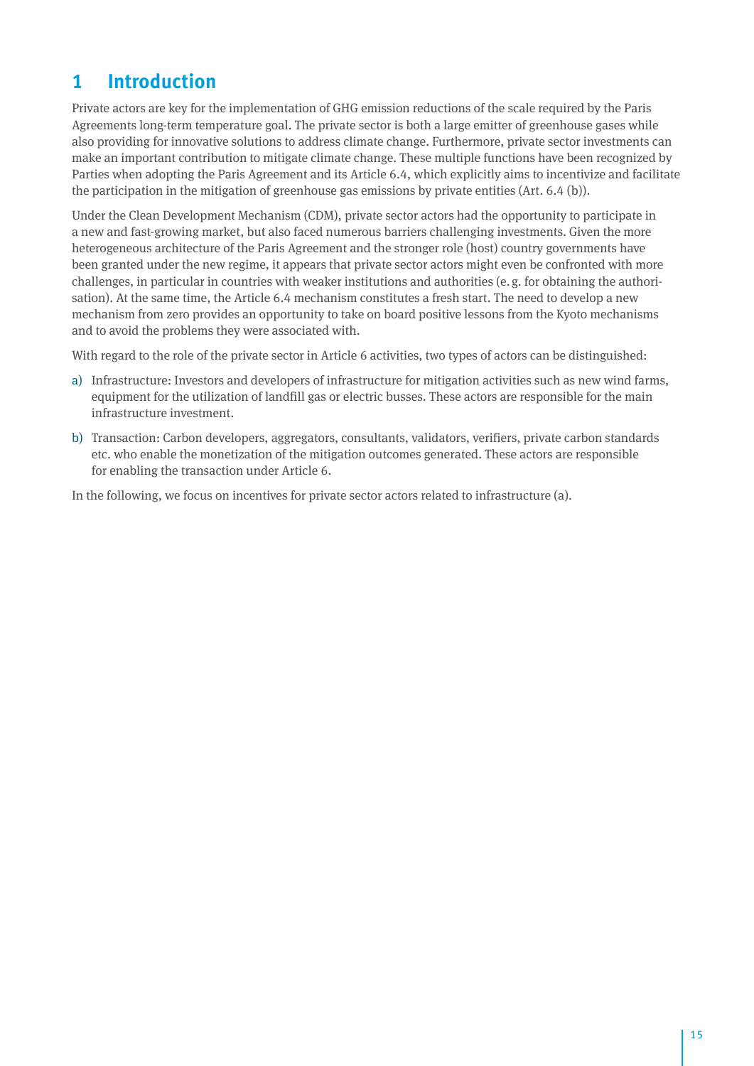# 1 Introduction

Private actors are key for the implementation of GHG emission reductions of the scale required by the Paris Agreements long-term temperature goal. The private sector is both a large emitter of greenhouse gases while also providing for innovative solutions to address climate change. Furthermore, private sector investments can make an important contribution to mitigate climate change. These multiple functions have been recognized by Parties when adopting the Paris Agreement and its Article 6.4, which explicitly aims to incentivize and facilitate the participation in the mitigation of greenhouse gas emissions by private entities (Art. 6.4 (b)).

Under the Clean Development Mechanism (CDM), private sector actors had the opportunity to participate in a new and fast-growing market, but also faced numerous barriers challenging investments. Given the more heterogeneous architecture of the Paris Agreement and the stronger role (host) country governments have been granted under the new regime, it appears that private sector actors might even be confronted with more challenges, in particular in countries with weaker institutions and authorities (e.g. for obtaining the authorisation). At the same time, the Article 6.4 mechanism constitutes a fresh start. The need to develop a new mechanism from zero provides an opportunity to take on board positive lessons from the Kyoto mechanisms and to avoid the problems they were associated with.

With regard to the role of the private sector in Article 6 activities, two types of actors can be distinguished:

a) Infrastructure: Investors and developers of infrastructure for mitigation activities such as new wind farms, equipment for the utilization of landfill gas or electric busses. These actors are responsible for the main infrastructure investment.

b) Transaction: Carbon developers, aggregators, consultants, validators, verifiers, private carbon standards etc. who enable the monetization of the mitigation outcomes generated. These actors are responsible for enabling the transaction under Article 6.

In the following, we focus on incentives for private sector actors related to infrastructure (a).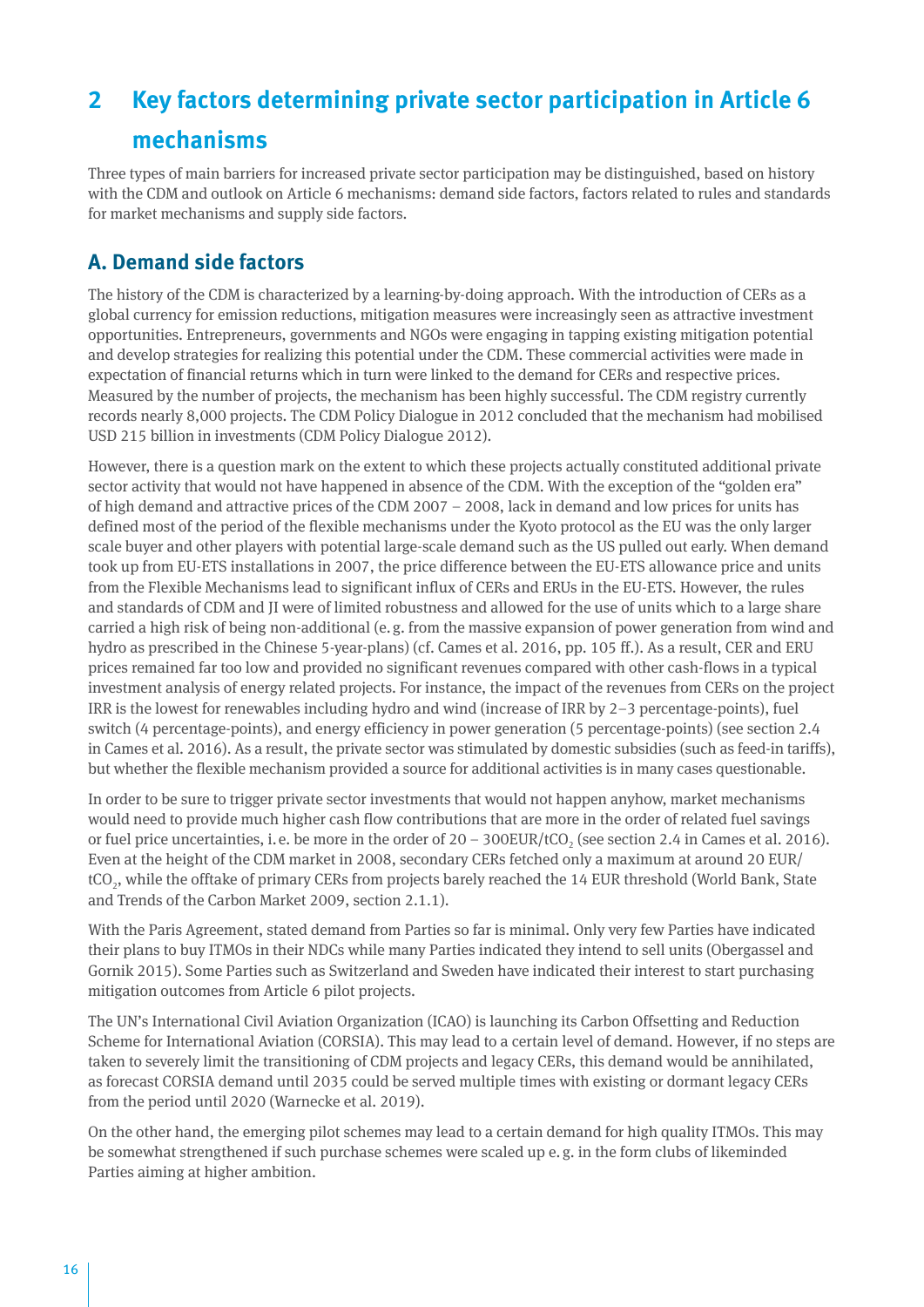# 2 Key factors determining private sector participation in Article 6 mechanisms

Three types of main barriers for increased private sector participation may be distinguished, based on history with the CDM and outlook on Article 6 mechanisms: demand side factors, factors related to rules and standards for market mechanisms and supply side factors.

## A. Demand side factors

The history of the CDM is characterized by a learning-by-doing approach. With the introduction of CERs as a global currency for emission reductions, mitigation measures were increasingly seen as attractive investment opportunities. Entrepreneurs, governments and NGOs were engaging in tapping existing mitigation potential and develop strategies for realizing this potential under the CDM. These commercial activities were made in expectation of financial returns which in turn were linked to the demand for CERs and respective prices. Measured by the number of projects, the mechanism has been highly successful. The CDM registry currently records nearly 8,000 projects. The CDM Policy Dialogue in 2012 concluded that the mechanism had mobilised USD 215 billion in investments (CDM Policy Dialogue 2012).

However, there is a question mark on the extent to which these projects actually constituted additional private sector activity that would not have happened in absence of the CDM. With the exception of the "golden era" of high demand and attractive prices of the CDM 2007 – 2008, lack in demand and low prices for units has defined most of the period of the flexible mechanisms under the Kyoto protocol as the EU was the only larger scale buyer and other players with potential large-scale demand such as the US pulled out early. When demand took up from EU-ETS installations in 2007, the price difference between the EU-ETS allowance price and units from the Flexible Mechanisms lead to significant influx of CERs and ERUs in the EU-ETS. However, the rules and standards of CDM and JI were of limited robustness and allowed for the use of units which to a large share carried a high risk of being non-additional (e. g. from the massive expansion of power generation from wind and hydro as prescribed in the Chinese 5-year-plans) (cf. Cames et al. 2016, pp. 105 ff.). As a result, CER and ERU prices remained far too low and provided no significant revenues compared with other cash-flows in a typical investment analysis of energy related projects. For instance, the impact of the revenues from CERs on the project IRR is the lowest for renewables including hydro and wind (increase of IRR by 2–3 percentage-points), fuel switch (4 percentage-points), and energy efficiency in power generation (5 percentage-points) (see section 2.4 in Cames et al. 2016). As a result, the private sector was stimulated by domestic subsidies (such as feed-in tariffs), but whether the flexible mechanism provided a source for additional activities is in many cases questionable.

In order to be sure to trigger private sector investments that would not happen anyhow, market mechanisms would need to provide much higher cash flow contributions that are more in the order of related fuel savings or fuel price uncertainties, i. e. be more in the order of 20 – 300EUR/t$CO_2$ (see section 2.4 in Cames et al. 2016). Even at the height of the CDM market in 2008, secondary CERs fetched only a maximum at around 20 EUR/t$CO_2$, while the offtake of primary CERs from projects barely reached the 14 EUR threshold (World Bank, State and Trends of the Carbon Market 2009, section 2.1.1).

With the Paris Agreement, stated demand from Parties so far is minimal. Only very few Parties have indicated their plans to buy ITMOs in their NDCs while many Parties indicated they intend to sell units (Obergassel and Gornik 2015). Some Parties such as Switzerland and Sweden have indicated their interest to start purchasing mitigation outcomes from Article 6 pilot projects.

The UN's International Civil Aviation Organization (ICAO) is launching its Carbon Offsetting and Reduction Scheme for International Aviation (CORSIA). This may lead to a certain level of demand. However, if no steps are taken to severely limit the transitioning of CDM projects and legacy CERs, this demand would be annihilated, as forecast CORSIA demand until 2035 could be served multiple times with existing or dormant legacy CERs from the period until 2020 (Warnecke et al. 2019).

On the other hand, the emerging pilot schemes may lead to a certain demand for high quality ITMOs. This may be somewhat strengthened if such purchase schemes were scaled up e. g. in the form clubs of likeminded Parties aiming at higher ambition.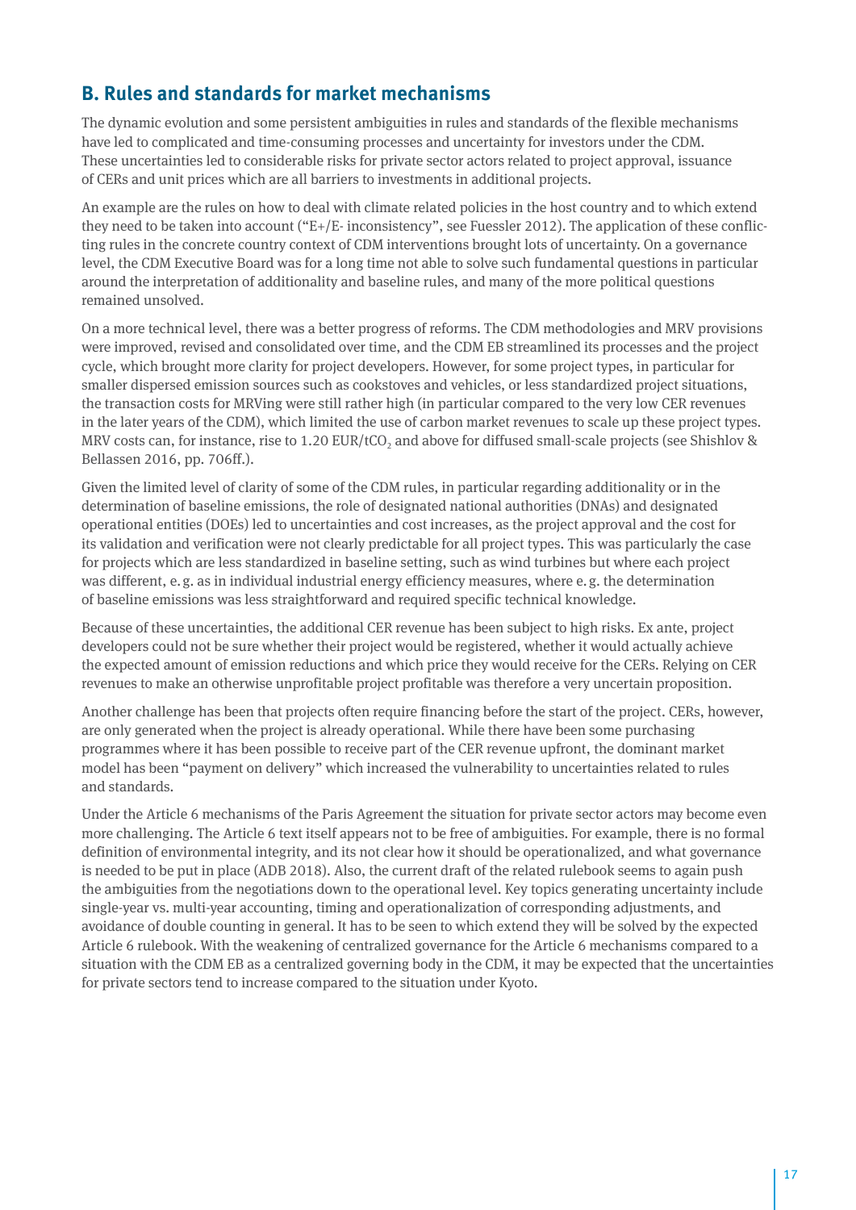## B. Rules and standards for market mechanisms

The dynamic evolution and some persistent ambiguities in rules and standards of the flexible mechanisms have led to complicated and time-consuming processes and uncertainty for investors under the CDM. These uncertainties led to considerable risks for private sector actors related to project approval, issuance of CERs and unit prices which are all barriers to investments in additional projects.

An example are the rules on how to deal with climate related policies in the host country and to which extend they need to be taken into account ("E+/E- inconsistency", see Fuessler 2012). The application of these conflicting rules in the concrete country context of CDM interventions brought lots of uncertainty. On a governance level, the CDM Executive Board was for a long time not able to solve such fundamental questions in particular around the interpretation of additionality and baseline rules, and many of the more political questions remained unsolved.

On a more technical level, there was a better progress of reforms. The CDM methodologies and MRV provisions were improved, revised and consolidated over time, and the CDM EB streamlined its processes and the project cycle, which brought more clarity for project developers. However, for some project types, in particular for smaller dispersed emission sources such as cookstoves and vehicles, or less standardized project situations, the transaction costs for MRVing were still rather high (in particular compared to the very low CER revenues in the later years of the CDM), which limited the use of carbon market revenues to scale up these project types. MRV costs can, for instance, rise to 1.20 EUR/t$CO_2$ and above for diffused small-scale projects (see Shishlov & Bellassen 2016, pp. 706ff.).

Given the limited level of clarity of some of the CDM rules, in particular regarding additionality or in the determination of baseline emissions, the role of designated national authorities (DNAs) and designated operational entities (DOEs) led to uncertainties and cost increases, as the project approval and the cost for its validation and verification were not clearly predictable for all project types. This was particularly the case for projects which are less standardized in baseline setting, such as wind turbines but where each project was different, e. g. as in individual industrial energy efficiency measures, where e. g. the determination of baseline emissions was less straightforward and required specific technical knowledge.

Because of these uncertainties, the additional CER revenue has been subject to high risks. Ex ante, project developers could not be sure whether their project would be registered, whether it would actually achieve the expected amount of emission reductions and which price they would receive for the CERs. Relying on CER revenues to make an otherwise unprofitable project profitable was therefore a very uncertain proposition.

Another challenge has been that projects often require financing before the start of the project. CERs, however, are only generated when the project is already operational. While there have been some purchasing programmes where it has been possible to receive part of the CER revenue upfront, the dominant market model has been "payment on delivery" which increased the vulnerability to uncertainties related to rules and standards.

Under the Article 6 mechanisms of the Paris Agreement the situation for private sector actors may become even more challenging. The Article 6 text itself appears not to be free of ambiguities. For example, there is no formal definition of environmental integrity, and its not clear how it should be operationalized, and what governance is needed to be put in place (ADB 2018). Also, the current draft of the related rulebook seems to again push the ambiguities from the negotiations down to the operational level. Key topics generating uncertainty include single-year vs. multi-year accounting, timing and operationalization of corresponding adjustments, and avoidance of double counting in general. It has to be seen to which extend they will be solved by the expected Article 6 rulebook. With the weakening of centralized governance for the Article 6 mechanisms compared to a situation with the CDM EB as a centralized governing body in the CDM, it may be expected that the uncertainties for private sectors tend to increase compared to the situation under Kyoto.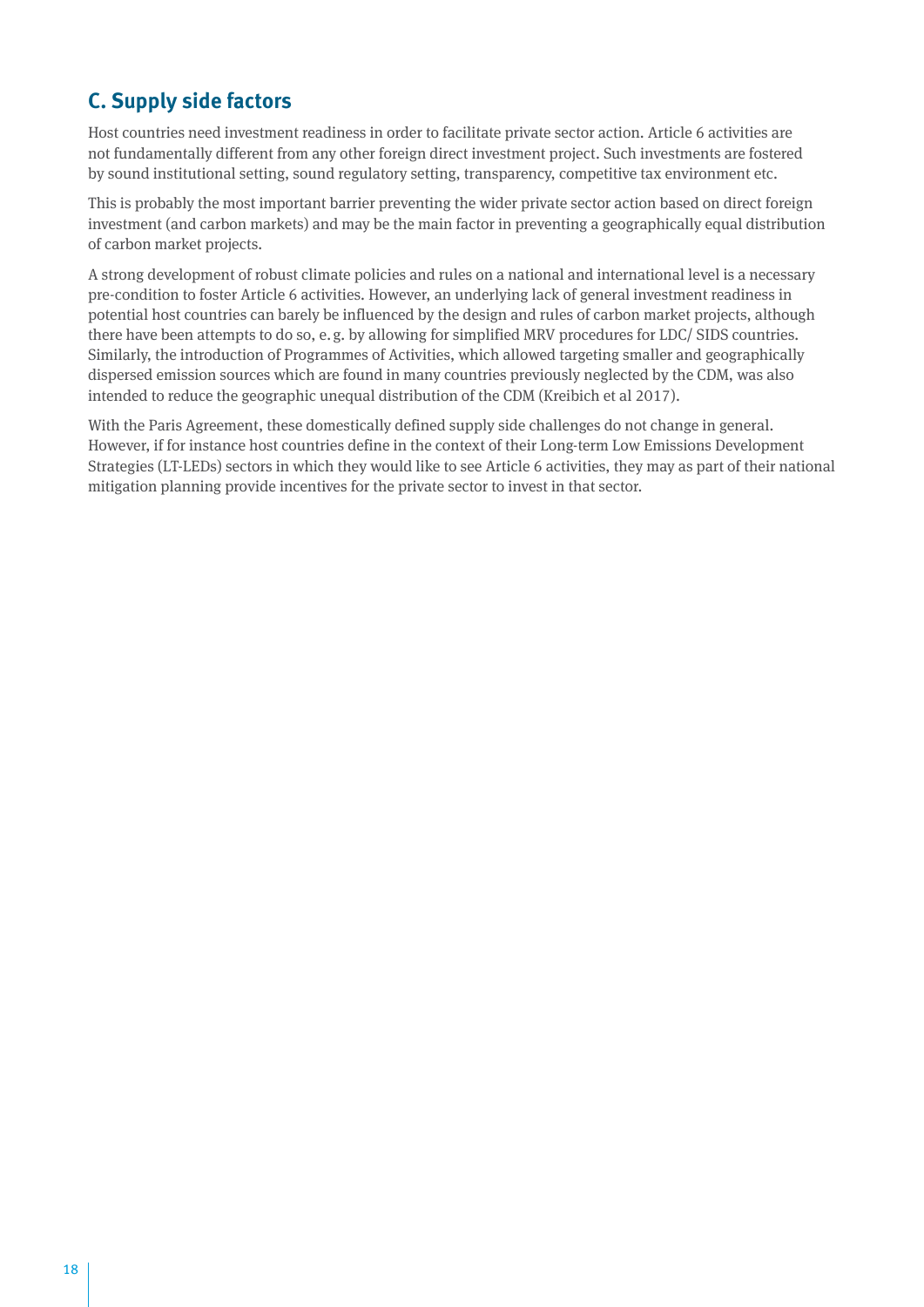## C. Supply side factors

Host countries need investment readiness in order to facilitate private sector action. Article 6 activities are not fundamentally different from any other foreign direct investment project. Such investments are fostered by sound institutional setting, sound regulatory setting, transparency, competitive tax environment etc.

This is probably the most important barrier preventing the wider private sector action based on direct foreign investment (and carbon markets) and may be the main factor in preventing a geographically equal distribution of carbon market projects.

A strong development of robust climate policies and rules on a national and international level is a necessary pre-condition to foster Article 6 activities. However, an underlying lack of general investment readiness in potential host countries can barely be influenced by the design and rules of carbon market projects, although there have been attempts to do so, e. g. by allowing for simplified MRV procedures for LDC/ SIDS countries. Similarly, the introduction of Programmes of Activities, which allowed targeting smaller and geographically dispersed emission sources which are found in many countries previously neglected by the CDM, was also intended to reduce the geographic unequal distribution of the CDM (Kreibich et al 2017).

With the Paris Agreement, these domestically defined supply side challenges do not change in general. However, if for instance host countries define in the context of their Long-term Low Emissions Development Strategies (LT-LEDs) sectors in which they would like to see Article 6 activities, they may as part of their national mitigation planning provide incentives for the private sector to invest in that sector.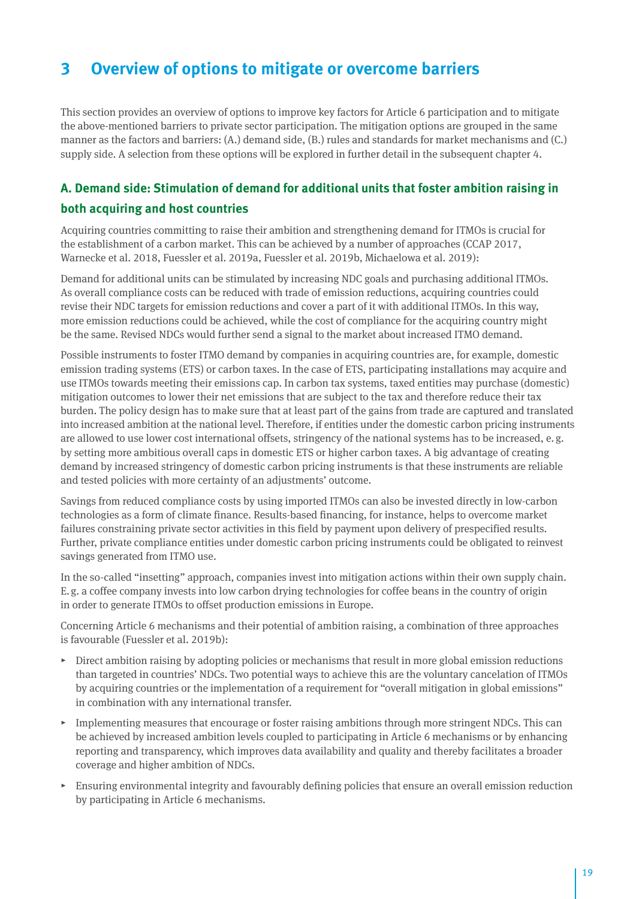# 3 Overview of options to mitigate or overcome barriers

This section provides an overview of options to improve key factors for Article 6 participation and to mitigate the above-mentioned barriers to private sector participation. The mitigation options are grouped in the same manner as the factors and barriers: (A.) demand side, (B.) rules and standards for market mechanisms and (C.) supply side. A selection from these options will be explored in further detail in the subsequent chapter 4.

## A. Demand side: Stimulation of demand for additional units that foster ambition raising in both acquiring and host countries

Acquiring countries committing to raise their ambition and strengthening demand for ITMOs is crucial for the establishment of a carbon market. This can be achieved by a number of approaches (CCAP 2017, Warnecke et al. 2018, Fuessler et al. 2019a, Fuessler et al. 2019b, Michaelowa et al. 2019):

Demand for additional units can be stimulated by increasing NDC goals and purchasing additional ITMOs. As overall compliance costs can be reduced with trade of emission reductions, acquiring countries could revise their NDC targets for emission reductions and cover a part of it with additional ITMOs. In this way, more emission reductions could be achieved, while the cost of compliance for the acquiring country might be the same. Revised NDCs would further send a signal to the market about increased ITMO demand.

Possible instruments to foster ITMO demand by companies in acquiring countries are, for example, domestic emission trading systems (ETS) or carbon taxes. In the case of ETS, participating installations may acquire and use ITMOs towards meeting their emissions cap. In carbon tax systems, taxed entities may purchase (domestic) mitigation outcomes to lower their net emissions that are subject to the tax and therefore reduce their tax burden. The policy design has to make sure that at least part of the gains from trade are captured and translated into increased ambition at the national level. Therefore, if entities under the domestic carbon pricing instruments are allowed to use lower cost international offsets, stringency of the national systems has to be increased, e. g. by setting more ambitious overall caps in domestic ETS or higher carbon taxes. A big advantage of creating demand by increased stringency of domestic carbon pricing instruments is that these instruments are reliable and tested policies with more certainty of an adjustments' outcome.

Savings from reduced compliance costs by using imported ITMOs can also be invested directly in low-carbon technologies as a form of climate finance. Results-based financing, for instance, helps to overcome market failures constraining private sector activities in this field by payment upon delivery of prespecified results. Further, private compliance entities under domestic carbon pricing instruments could be obligated to reinvest savings generated from ITMO use.

In the so-called "insetting" approach, companies invest into mitigation actions within their own supply chain. E. g. a coffee company invests into low carbon drying technologies for coffee beans in the country of origin in order to generate ITMOs to offset production emissions in Europe.

Concerning Article 6 mechanisms and their potential of ambition raising, a combination of three approaches is favourable (Fuessler et al. 2019b):

- Direct ambition raising by adopting policies or mechanisms that result in more global emission reductions than targeted in countries' NDCs. Two potential ways to achieve this are the voluntary cancelation of ITMOs by acquiring countries or the implementation of a requirement for "overall mitigation in global emissions" in combination with any international transfer.
- Implementing measures that encourage or foster raising ambitions through more stringent NDCs. This can be achieved by increased ambition levels coupled to participating in Article 6 mechanisms or by enhancing reporting and transparency, which improves data availability and quality and thereby facilitates a broader coverage and higher ambition of NDCs.
- Ensuring environmental integrity and favourably defining policies that ensure an overall emission reduction by participating in Article 6 mechanisms.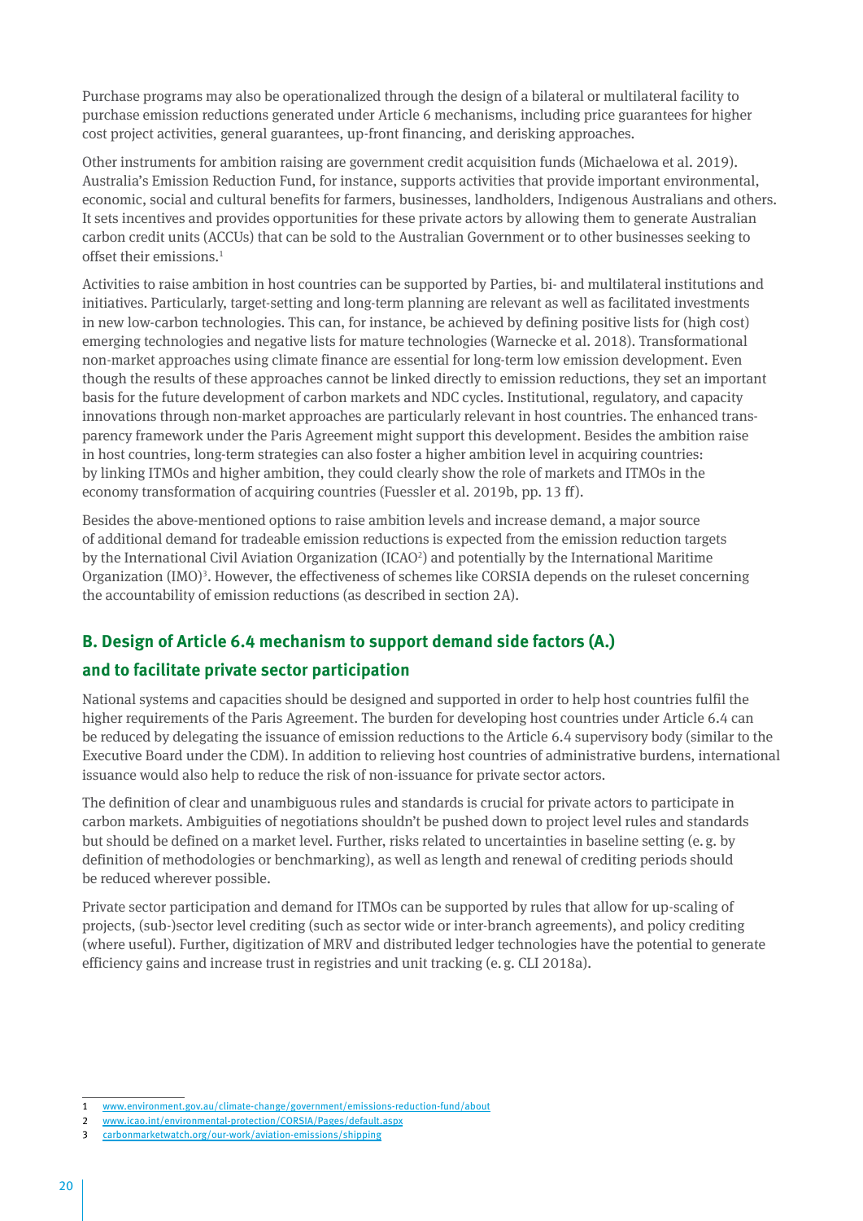Purchase programs may also be operationalized through the design of a bilateral or multilateral facility to purchase emission reductions generated under Article 6 mechanisms, including price guarantees for higher cost project activities, general guarantees, up-front financing, and derisking approaches.

Other instruments for ambition raising are government credit acquisition funds (Michaelowa et al. 2019). Australia's Emission Reduction Fund, for instance, supports activities that provide important environmental, economic, social and cultural benefits for farmers, businesses, landholders, Indigenous Australians and others. It sets incentives and provides opportunities for these private actors by allowing them to generate Australian carbon credit units (ACCUs) that can be sold to the Australian Government or to other businesses seeking to offset their emissions.[1]

Activities to raise ambition in host countries can be supported by Parties, bi- and multilateral institutions and initiatives. Particularly, target-setting and long-term planning are relevant as well as facilitated investments in new low-carbon technologies. This can, for instance, be achieved by defining positive lists for (high cost) emerging technologies and negative lists for mature technologies (Warnecke et al. 2018). Transformational non-market approaches using climate finance are essential for long-term low emission development. Even though the results of these approaches cannot be linked directly to emission reductions, they set an important basis for the future development of carbon markets and NDC cycles. Institutional, regulatory, and capacity innovations through non-market approaches are particularly relevant in host countries. The enhanced transparency framework under the Paris Agreement might support this development. Besides the ambition raise in host countries, long-term strategies can also foster a higher ambition level in acquiring countries: by linking ITMOs and higher ambition, they could clearly show the role of markets and ITMOs in the economy transformation of acquiring countries (Fuessler et al. 2019b, pp. 13 ff).

Besides the above-mentioned options to raise ambition levels and increase demand, a major source of additional demand for tradeable emission reductions is expected from the emission reduction targets by the International Civil Aviation Organization (ICAO[2]) and potentially by the International Maritime Organization (IMO)[3]. However, the effectiveness of schemes like CORSIA depends on the ruleset concerning the accountability of emission reductions (as described in section 2A).

## B. Design of Article 6.4 mechanism to support demand side factors (A.) and to facilitate private sector participation

National systems and capacities should be designed and supported in order to help host countries fulfil the higher requirements of the Paris Agreement. The burden for developing host countries under Article 6.4 can be reduced by delegating the issuance of emission reductions to the Article 6.4 supervisory body (similar to the Executive Board under the CDM). In addition to relieving host countries of administrative burdens, international issuance would also help to reduce the risk of non-issuance for private sector actors.

The definition of clear and unambiguous rules and standards is crucial for private actors to participate in carbon markets. Ambiguities of negotiations shouldn't be pushed down to project level rules and standards but should be defined on a market level. Further, risks related to uncertainties in baseline setting (e. g. by definition of methodologies or benchmarking), as well as length and renewal of crediting periods should be reduced wherever possible.

Private sector participation and demand for ITMOs can be supported by rules that allow for up-scaling of projects, (sub-)sector level crediting (such as sector wide or inter-branch agreements), and policy crediting (where useful). Further, digitization of MRV and distributed ledger technologies have the potential to generate efficiency gains and increase trust in registries and unit tracking (e. g. CLI 2018a).

---

1 www.environment.gov.au/climate-change/government/emissions-reduction-fund/about

2 www.icao.int/environmental-protection/CORSIA/Pages/default.aspx

3 carbonmarketwatch.org/our-work/aviation-emissions/shipping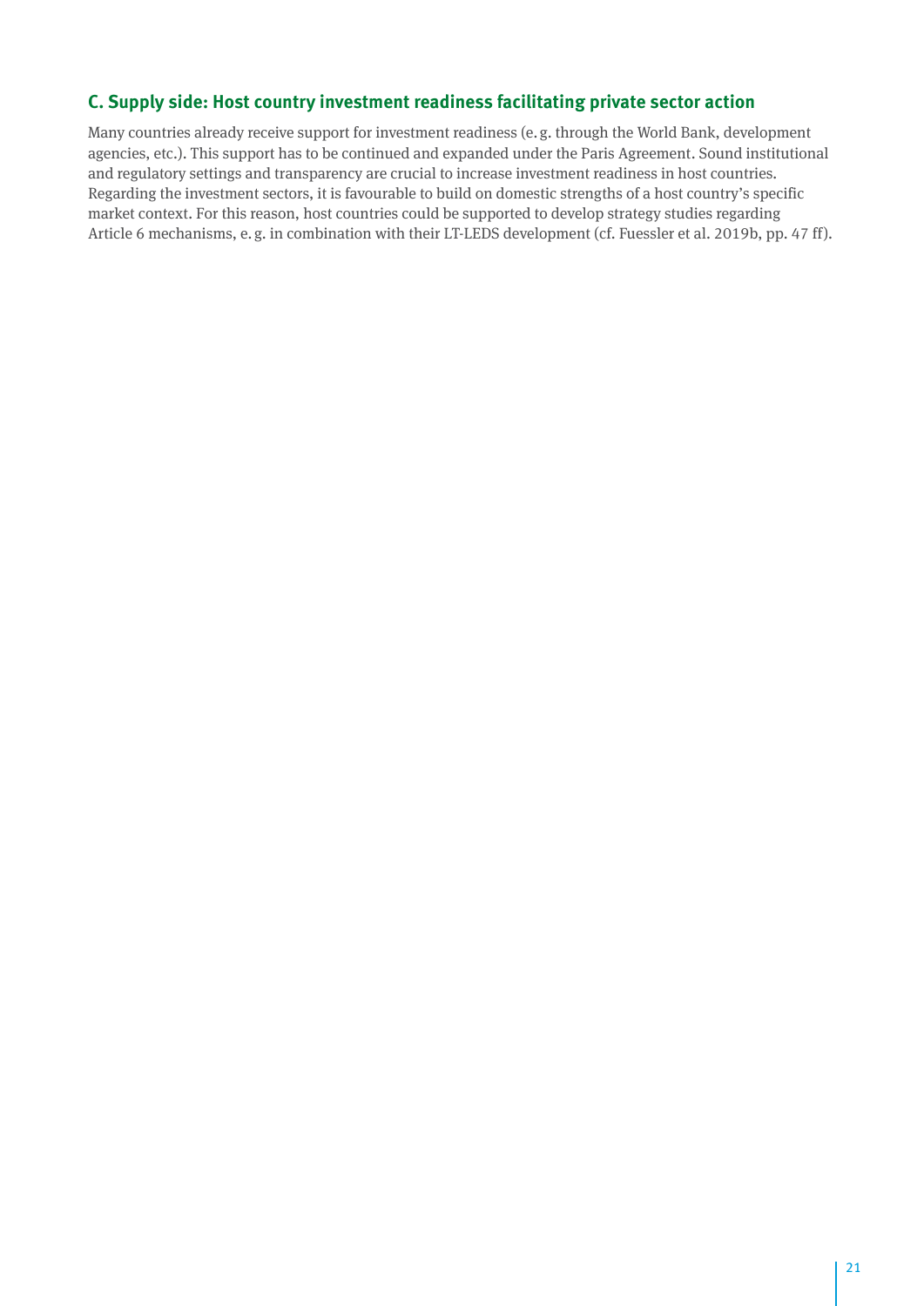### C. Supply side: Host country investment readiness facilitating private sector action

Many countries already receive support for investment readiness (e. g. through the World Bank, development agencies, etc.). This support has to be continued and expanded under the Paris Agreement. Sound institutional and regulatory settings and transparency are crucial to increase investment readiness in host countries. Regarding the investment sectors, it is favourable to build on domestic strengths of a host country's specific market context. For this reason, host countries could be supported to develop strategy studies regarding Article 6 mechanisms, e. g. in combination with their LT-LEDS development (cf. Fuessler et al. 2019b, pp. 47 ff).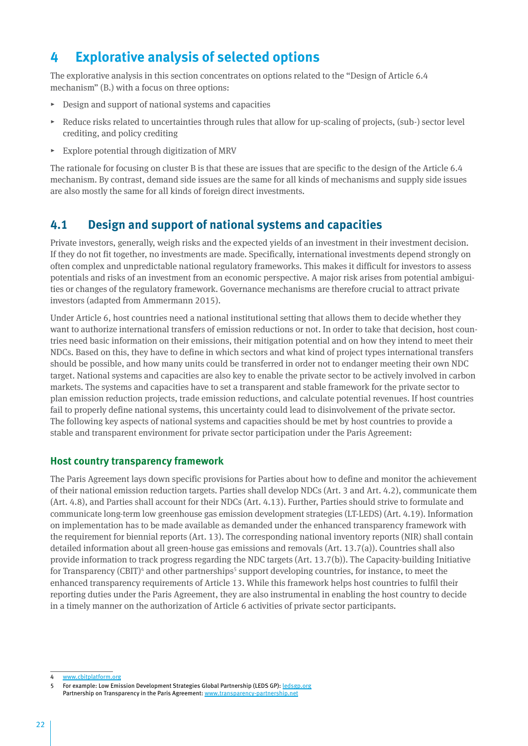# 4 Explorative analysis of selected options

The explorative analysis in this section concentrates on options related to the “Design of Article 6.4 mechanism” (B.) with a focus on three options:

- Design and support of national systems and capacities
- Reduce risks related to uncertainties through rules that allow for up-scaling of projects, (sub-) sector level crediting, and policy crediting
- Explore potential through digitization of MRV

The rationale for focusing on cluster B is that these are issues that are specific to the design of the Article 6.4 mechanism. By contrast, demand side issues are the same for all kinds of mechanisms and supply side issues are also mostly the same for all kinds of foreign direct investments.

## 4.1 Design and support of national systems and capacities

Private investors, generally, weigh risks and the expected yields of an investment in their investment decision. If they do not fit together, no investments are made. Specifically, international investments depend strongly on often complex and unpredictable national regulatory frameworks. This makes it difficult for investors to assess potentials and risks of an investment from an economic perspective. A major risk arises from potential ambiguities or changes of the regulatory framework. Governance mechanisms are therefore crucial to attract private investors (adapted from Ammermann 2015).

Under Article 6, host countries need a national institutional setting that allows them to decide whether they want to authorize international transfers of emission reductions or not. In order to take that decision, host countries need basic information on their emissions, their mitigation potential and on how they intend to meet their NDCs. Based on this, they have to define in which sectors and what kind of project types international transfers should be possible, and how many units could be transferred in order not to endanger meeting their own NDC target. National systems and capacities are also key to enable the private sector to be actively involved in carbon markets. The systems and capacities have to set a transparent and stable framework for the private sector to plan emission reduction projects, trade emission reductions, and calculate potential revenues. If host countries fail to properly define national systems, this uncertainty could lead to disinvolvement of the private sector. The following key aspects of national systems and capacities should be met by host countries to provide a stable and transparent environment for private sector participation under the Paris Agreement:

### Host country transparency framework

The Paris Agreement lays down specific provisions for Parties about how to define and monitor the achievement of their national emission reduction targets. Parties shall develop NDCs (Art. 3 and Art. 4.2), communicate them (Art. 4.8), and Parties shall account for their NDCs (Art. 4.13). Further, Parties should strive to formulate and communicate long-term low greenhouse gas emission development strategies (LT-LEDS) (Art. 4.19). Information on implementation has to be made available as demanded under the enhanced transparency framework with the requirement for biennial reports (Art. 13). The corresponding national inventory reports (NIR) shall contain detailed information about all green-house gas emissions and removals (Art. 13.7(a)). Countries shall also provide information to track progress regarding the NDC targets (Art. 13.7(b)). The Capacity-building Initiative for Transparency (CBIT)[4] and other partnerships[5] support developing countries, for instance, to meet the enhanced transparency requirements of Article 13. While this framework helps host countries to fulfil their reporting duties under the Paris Agreement, they are also instrumental in enabling the host country to decide in a timely manner on the authorization of Article 6 activities of private sector participants.

---

4 www.cbitplatform.org

5 For example: Low Emission Development Strategies Global Partnership (LEDS GP): ledsgp.org
Partnership on Transparency in the Paris Agreement: www.transparency-partnership.net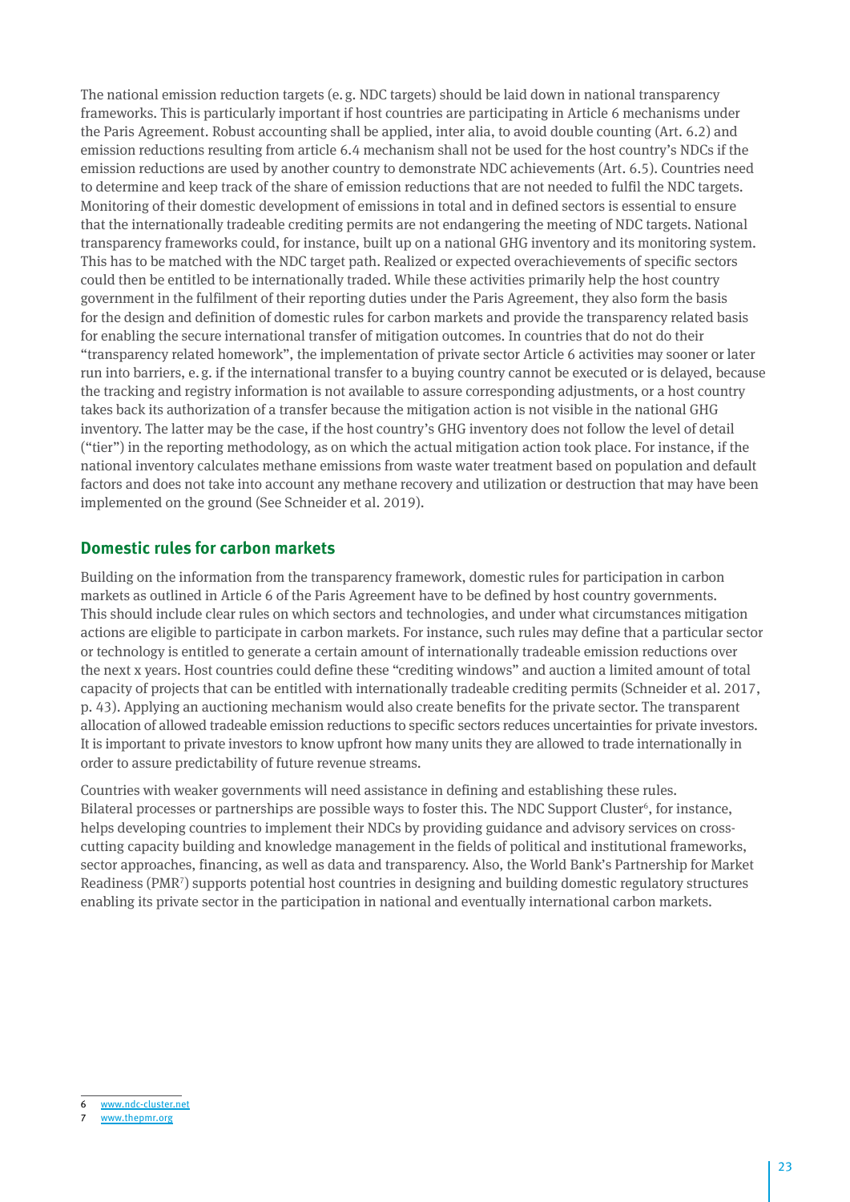The national emission reduction targets (e. g. NDC targets) should be laid down in national transparency frameworks. This is particularly important if host countries are participating in Article 6 mechanisms under the Paris Agreement. Robust accounting shall be applied, inter alia, to avoid double counting (Art. 6.2) and emission reductions resulting from article 6.4 mechanism shall not be used for the host country's NDCs if the emission reductions are used by another country to demonstrate NDC achievements (Art. 6.5). Countries need to determine and keep track of the share of emission reductions that are not needed to fulfil the NDC targets. Monitoring of their domestic development of emissions in total and in defined sectors is essential to ensure that the internationally tradeable crediting permits are not endangering the meeting of NDC targets. National transparency frameworks could, for instance, built up on a national GHG inventory and its monitoring system. This has to be matched with the NDC target path. Realized or expected overachievements of specific sectors could then be entitled to be internationally traded. While these activities primarily help the host country government in the fulfilment of their reporting duties under the Paris Agreement, they also form the basis for the design and definition of domestic rules for carbon markets and provide the transparency related basis for enabling the secure international transfer of mitigation outcomes. In countries that do not do their "transparency related homework", the implementation of private sector Article 6 activities may sooner or later run into barriers, e. g. if the international transfer to a buying country cannot be executed or is delayed, because the tracking and registry information is not available to assure corresponding adjustments, or a host country takes back its authorization of a transfer because the mitigation action is not visible in the national GHG inventory. The latter may be the case, if the host country's GHG inventory does not follow the level of detail ("tier") in the reporting methodology, as on which the actual mitigation action took place. For instance, if the national inventory calculates methane emissions from waste water treatment based on population and default factors and does not take into account any methane recovery and utilization or destruction that may have been implemented on the ground (See Schneider et al. 2019).

## Domestic rules for carbon markets

Building on the information from the transparency framework, domestic rules for participation in carbon markets as outlined in Article 6 of the Paris Agreement have to be defined by host country governments. This should include clear rules on which sectors and technologies, and under what circumstances mitigation actions are eligible to participate in carbon markets. For instance, such rules may define that a particular sector or technology is entitled to generate a certain amount of internationally tradeable emission reductions over the next x years. Host countries could define these "crediting windows" and auction a limited amount of total capacity of projects that can be entitled with internationally tradeable crediting permits (Schneider et al. 2017, p. 43). Applying an auctioning mechanism would also create benefits for the private sector. The transparent allocation of allowed tradeable emission reductions to specific sectors reduces uncertainties for private investors. It is important to private investors to know upfront how many units they are allowed to trade internationally in order to assure predictability of future revenue streams.

Countries with weaker governments will need assistance in defining and establishing these rules. Bilateral processes or partnerships are possible ways to foster this. The NDC Support Cluster[6], for instance, helps developing countries to implement their NDCs by providing guidance and advisory services on cross-cutting capacity building and knowledge management in the fields of political and institutional frameworks, sector approaches, financing, as well as data and transparency. Also, the World Bank's Partnership for Market Readiness (PMR[7]) supports potential host countries in designing and building domestic regulatory structures enabling its private sector in the participation in national and eventually international carbon markets.

6 www.ndc-cluster.net

7 www.thepmr.org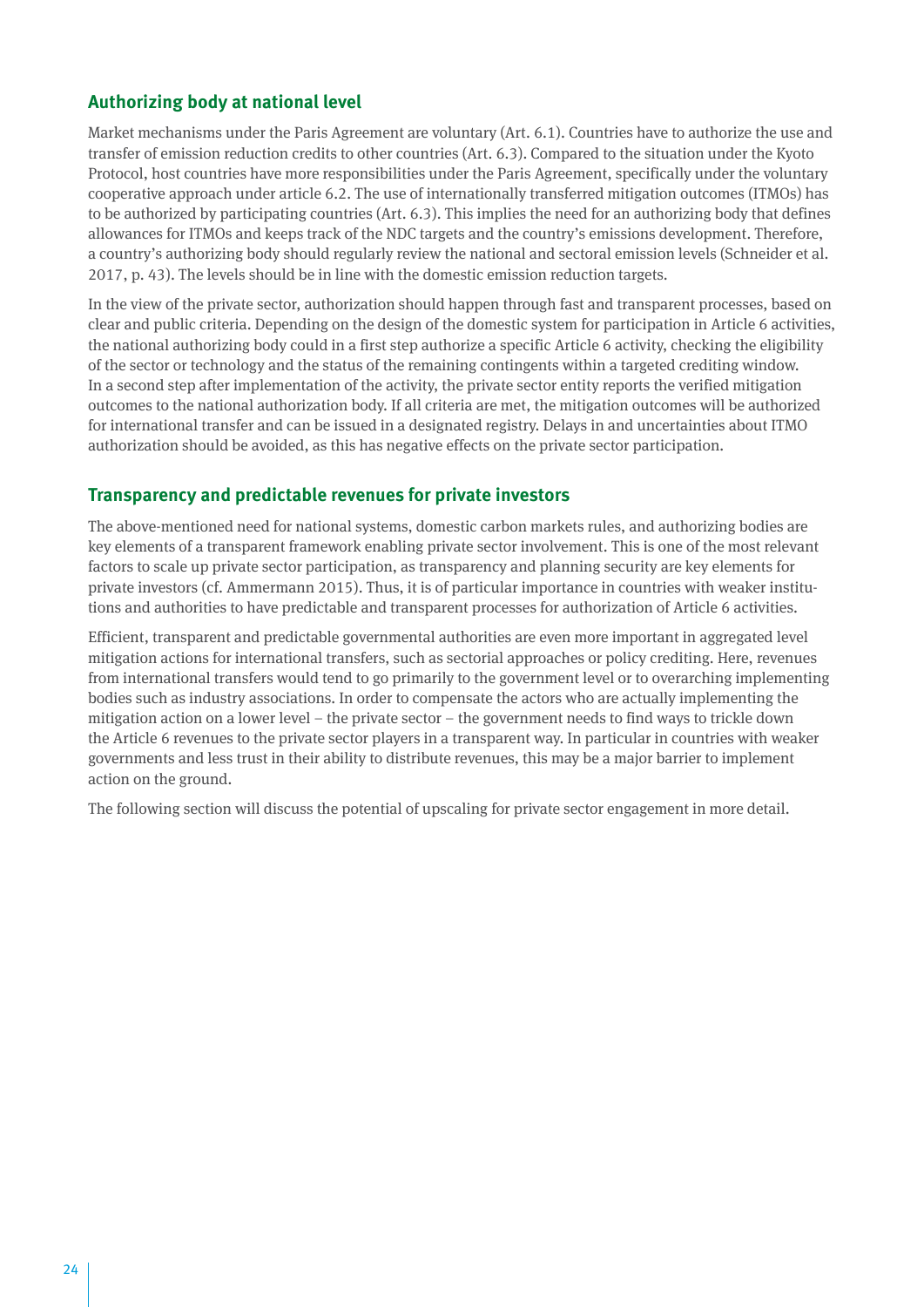## Authorizing body at national level

Market mechanisms under the Paris Agreement are voluntary (Art. 6.1). Countries have to authorize the use and transfer of emission reduction credits to other countries (Art. 6.3). Compared to the situation under the Kyoto Protocol, host countries have more responsibilities under the Paris Agreement, specifically under the voluntary cooperative approach under article 6.2. The use of internationally transferred mitigation outcomes (ITMOs) has to be authorized by participating countries (Art. 6.3). This implies the need for an authorizing body that defines allowances for ITMOs and keeps track of the NDC targets and the country's emissions development. Therefore, a country's authorizing body should regularly review the national and sectoral emission levels (Schneider et al. 2017, p. 43). The levels should be in line with the domestic emission reduction targets.

In the view of the private sector, authorization should happen through fast and transparent processes, based on clear and public criteria. Depending on the design of the domestic system for participation in Article 6 activities, the national authorizing body could in a first step authorize a specific Article 6 activity, checking the eligibility of the sector or technology and the status of the remaining contingents within a targeted crediting window. In a second step after implementation of the activity, the private sector entity reports the verified mitigation outcomes to the national authorization body. If all criteria are met, the mitigation outcomes will be authorized for international transfer and can be issued in a designated registry. Delays in and uncertainties about ITMO authorization should be avoided, as this has negative effects on the private sector participation.

## Transparency and predictable revenues for private investors

The above-mentioned need for national systems, domestic carbon markets rules, and authorizing bodies are key elements of a transparent framework enabling private sector involvement. This is one of the most relevant factors to scale up private sector participation, as transparency and planning security are key elements for private investors (cf. Ammermann 2015). Thus, it is of particular importance in countries with weaker institutions and authorities to have predictable and transparent processes for authorization of Article 6 activities.

Efficient, transparent and predictable governmental authorities are even more important in aggregated level mitigation actions for international transfers, such as sectorial approaches or policy crediting. Here, revenues from international transfers would tend to go primarily to the government level or to overarching implementing bodies such as industry associations. In order to compensate the actors who are actually implementing the mitigation action on a lower level – the private sector – the government needs to find ways to trickle down the Article 6 revenues to the private sector players in a transparent way. In particular in countries with weaker governments and less trust in their ability to distribute revenues, this may be a major barrier to implement action on the ground.

The following section will discuss the potential of upscaling for private sector engagement in more detail.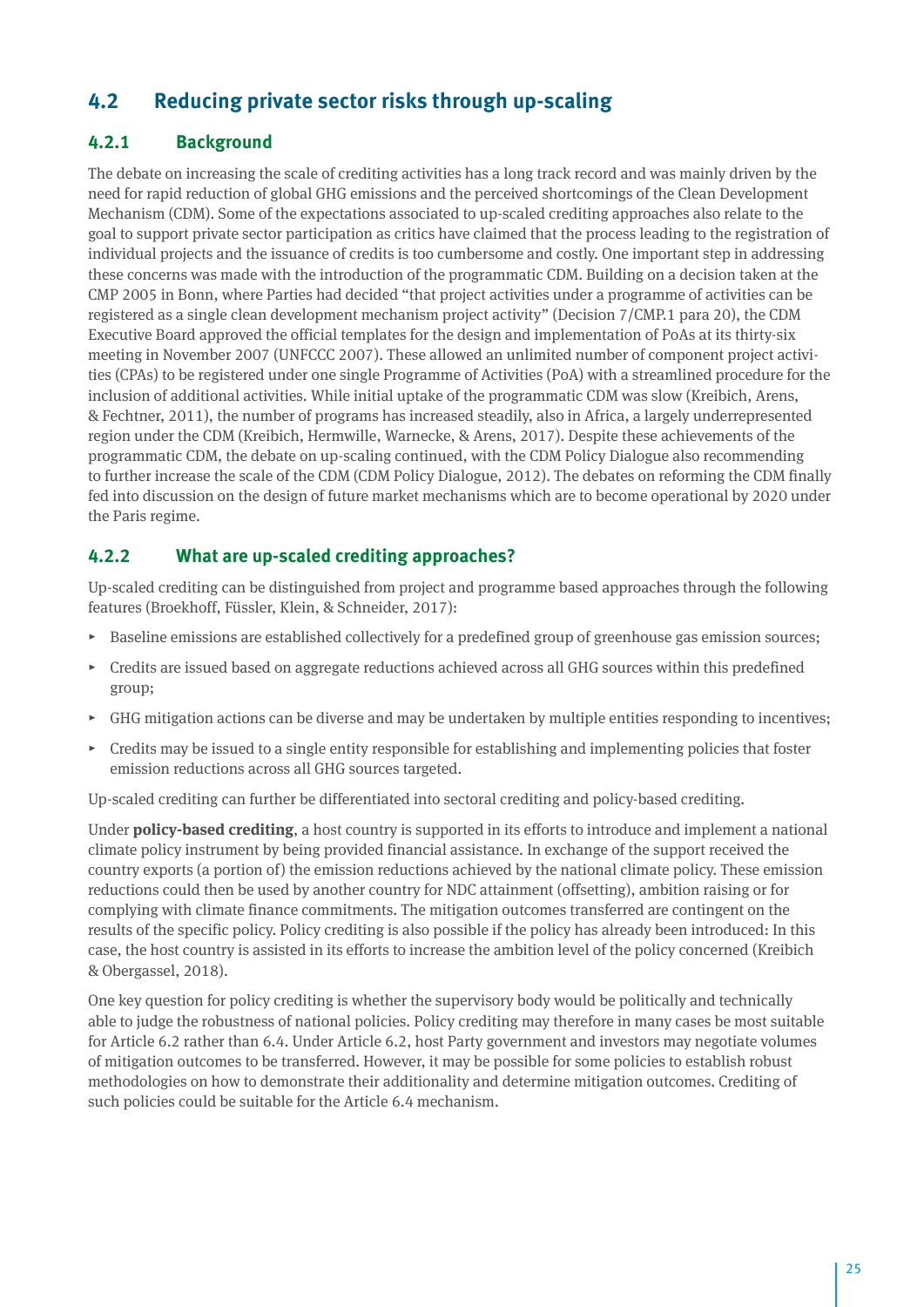## 4.2 Reducing private sector risks through up-scaling

### 4.2.1 Background

The debate on increasing the scale of crediting activities has a long track record and was mainly driven by the need for rapid reduction of global GHG emissions and the perceived shortcomings of the Clean Development Mechanism (CDM). Some of the expectations associated to up-scaled crediting approaches also relate to the goal to support private sector participation as critics have claimed that the process leading to the registration of individual projects and the issuance of credits is too cumbersome and costly. One important step in addressing these concerns was made with the introduction of the programmatic CDM. Building on a decision taken at the CMP 2005 in Bonn, where Parties had decided "that project activities under a programme of activities can be registered as a single clean development mechanism project activity" (Decision 7/CMP.1 para 20), the CDM Executive Board approved the official templates for the design and implementation of PoAs at its thirty-six meeting in November 2007 (UNFCCC 2007). These allowed an unlimited number of component project activities (CPAs) to be registered under one single Programme of Activities (PoA) with a streamlined procedure for the inclusion of additional activities. While initial uptake of the programmatic CDM was slow (Kreibich, Arens, & Fechtner, 2011), the number of programs has increased steadily, also in Africa, a largely underrepresented region under the CDM (Kreibich, Hermwille, Warnecke, & Arens, 2017). Despite these achievements of the programmatic CDM, the debate on up-scaling continued, with the CDM Policy Dialogue also recommending to further increase the scale of the CDM (CDM Policy Dialogue, 2012). The debates on reforming the CDM finally fed into discussion on the design of future market mechanisms which are to become operational by 2020 under the Paris regime.

### 4.2.2 What are up-scaled crediting approaches?

Up-scaled crediting can be distinguished from project and programme based approaches through the following features (Broekhoff, Füssler, Klein, & Schneider, 2017):

- Baseline emissions are established collectively for a predefined group of greenhouse gas emission sources;
- Credits are issued based on aggregate reductions achieved across all GHG sources within this predefined group;
- GHG mitigation actions can be diverse and may be undertaken by multiple entities responding to incentives;
- Credits may be issued to a single entity responsible for establishing and implementing policies that foster emission reductions across all GHG sources targeted.

Up-scaled crediting can further be differentiated into sectoral crediting and policy-based crediting.

Under **policy-based crediting**, a host country is supported in its efforts to introduce and implement a national climate policy instrument by being provided financial assistance. In exchange of the support received the country exports (a portion of) the emission reductions achieved by the national climate policy. These emission reductions could then be used by another country for NDC attainment (offsetting), ambition raising or for complying with climate finance commitments. The mitigation outcomes transferred are contingent on the results of the specific policy. Policy crediting is also possible if the policy has already been introduced: In this case, the host country is assisted in its efforts to increase the ambition level of the policy concerned (Kreibich & Obergassel, 2018).

One key question for policy crediting is whether the supervisory body would be politically and technically able to judge the robustness of national policies. Policy crediting may therefore in many cases be most suitable for Article 6.2 rather than 6.4. Under Article 6.2, host Party government and investors may negotiate volumes of mitigation outcomes to be transferred. However, it may be possible for some policies to establish robust methodologies on how to demonstrate their additionality and determine mitigation outcomes. Crediting of such policies could be suitable for the Article 6.4 mechanism.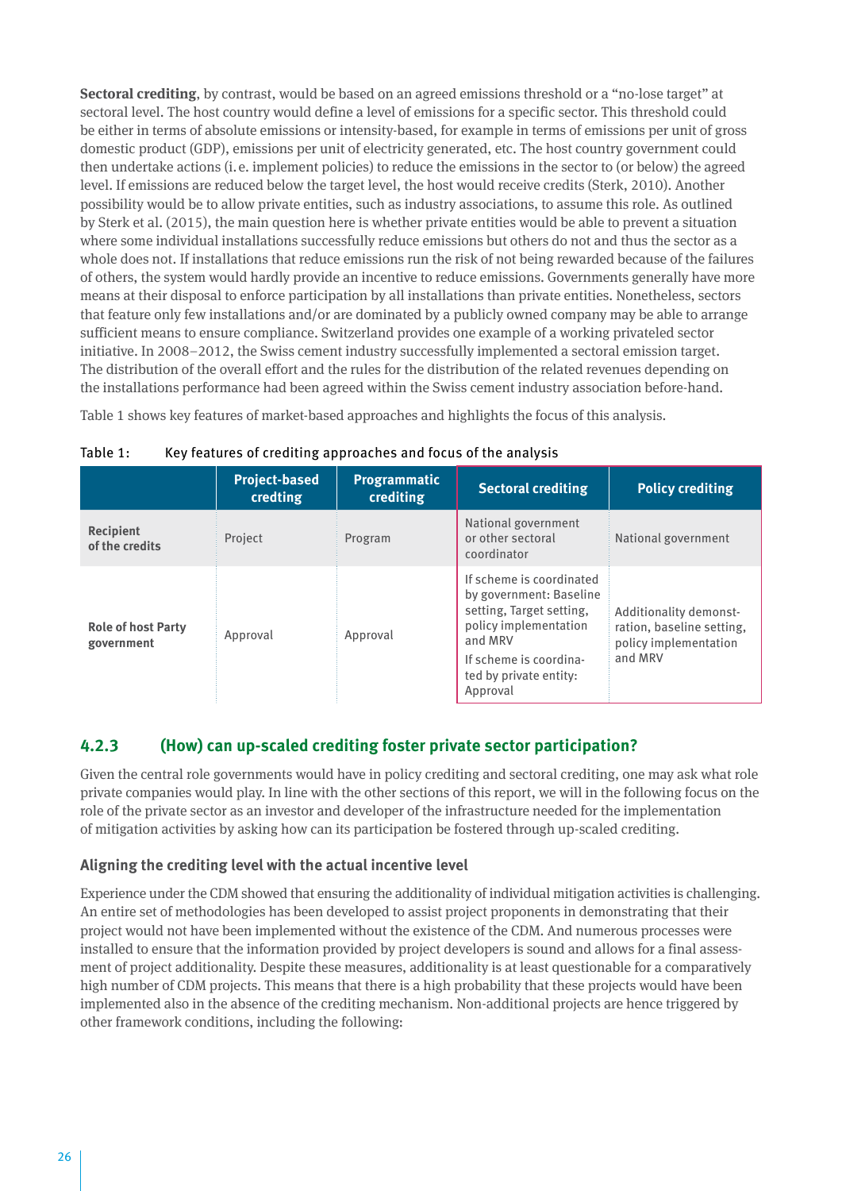**Sectoral crediting**, by contrast, would be based on an agreed emissions threshold or a "no-lose target" at sectoral level. The host country would define a level of emissions for a specific sector. This threshold could be either in terms of absolute emissions or intensity-based, for example in terms of emissions per unit of gross domestic product (GDP), emissions per unit of electricity generated, etc. The host country government could then undertake actions (i.e. implement policies) to reduce the emissions in the sector to (or below) the agreed level. If emissions are reduced below the target level, the host would receive credits (Sterk, 2010). Another possibility would be to allow private entities, such as industry associations, to assume this role. As outlined by Sterk et al. (2015), the main question here is whether private entities would be able to prevent a situation where some individual installations successfully reduce emissions but others do not and thus the sector as a whole does not. If installations that reduce emissions run the risk of not being rewarded because of the failures of others, the system would hardly provide an incentive to reduce emissions. Governments generally have more means at their disposal to enforce participation by all installations than private entities. Nonetheless, sectors that feature only few installations and/or are dominated by a publicly owned company may be able to arrange sufficient means to ensure compliance. Switzerland provides one example of a working privateled sector initiative. In 2008–2012, the Swiss cement industry successfully implemented a sectoral emission target. The distribution of the overall effort and the rules for the distribution of the related revenues depending on the installations performance had been agreed within the Swiss cement industry association before-hand.

Table 1 shows key features of market-based approaches and highlights the focus of this analysis.

Table 1: Key features of crediting approaches and focus of the analysis

| | Project-based crediting | Programmatic crediting | Sectoral crediting | Policy crediting |
|---|---|---|---|---|
| **Recipient of the credits** | Project | Program | National government or other sectoral coordinator | National government |
| **Role of host Party government** | Approval | Approval | If scheme is coordinated by government: Baseline setting, Target setting, policy implementation and MRV<br>If scheme is coordinated by private entity: Approval | Additionality demonstration, baseline setting, policy implementation and MRV |

### 4.2.3 (How) can up-scaled crediting foster private sector participation?

Given the central role governments would have in policy crediting and sectoral crediting, one may ask what role private companies would play. In line with the other sections of this report, we will in the following focus on the role of the private sector as an investor and developer of the infrastructure needed for the implementation of mitigation activities by asking how can its participation be fostered through up-scaled crediting.

#### Aligning the crediting level with the actual incentive level

Experience under the CDM showed that ensuring the additionality of individual mitigation activities is challenging. An entire set of methodologies has been developed to assist project proponents in demonstrating that their project would not have been implemented without the existence of the CDM. And numerous processes were installed to ensure that the information provided by project developers is sound and allows for a final assessment of project additionality. Despite these measures, additionality is at least questionable for a comparatively high number of CDM projects. This means that there is a high probability that these projects would have been implemented also in the absence of the crediting mechanism. Non-additional projects are hence triggered by other framework conditions, including the following: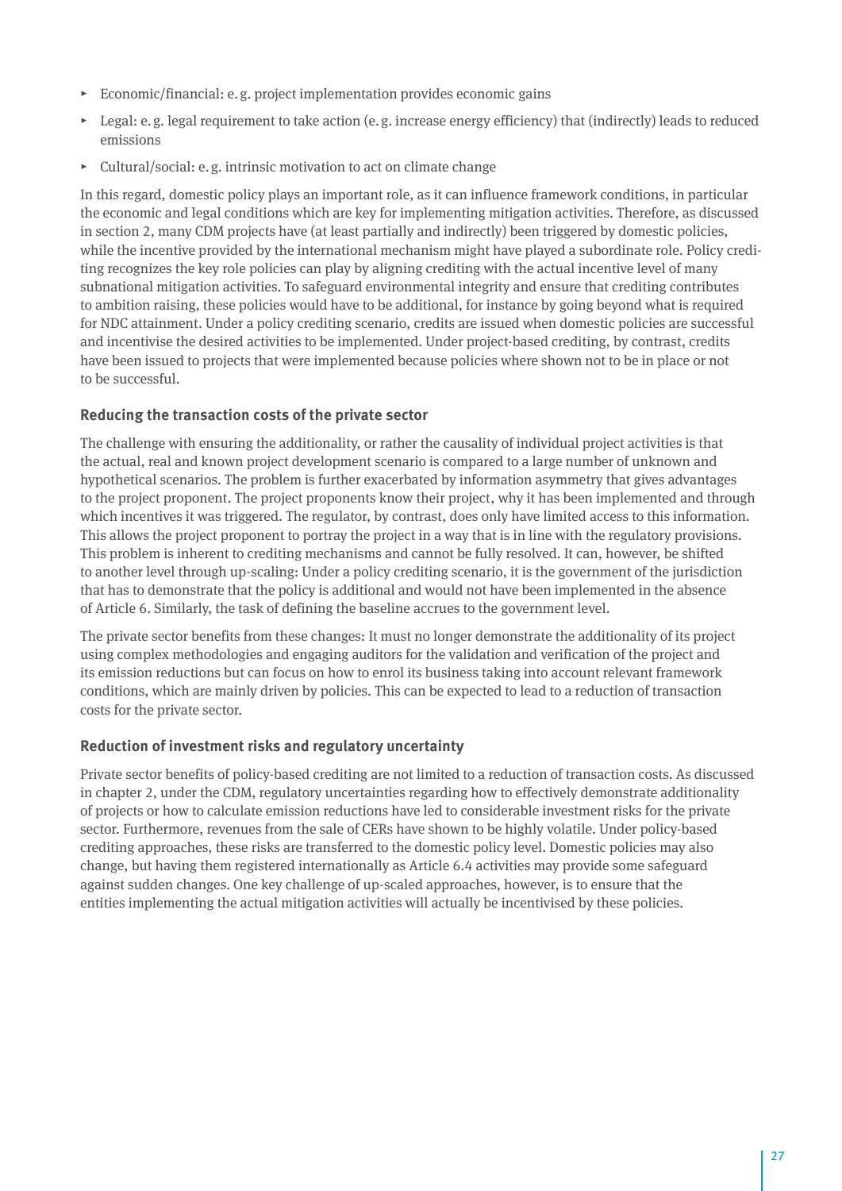- Economic/financial: e. g. project implementation provides economic gains
- Legal: e. g. legal requirement to take action (e. g. increase energy efficiency) that (indirectly) leads to reduced emissions
- Cultural/social: e. g. intrinsic motivation to act on climate change

In this regard, domestic policy plays an important role, as it can influence framework conditions, in particular the economic and legal conditions which are key for implementing mitigation activities. Therefore, as discussed in section 2, many CDM projects have (at least partially and indirectly) been triggered by domestic policies, while the incentive provided by the international mechanism might have played a subordinate role. Policy crediting recognizes the key role policies can play by aligning crediting with the actual incentive level of many subnational mitigation activities. To safeguard environmental integrity and ensure that crediting contributes to ambition raising, these policies would have to be additional, for instance by going beyond what is required for NDC attainment. Under a policy crediting scenario, credits are issued when domestic policies are successful and incentivise the desired activities to be implemented. Under project-based crediting, by contrast, credits have been issued to projects that were implemented because policies where shown not to be in place or not to be successful.

### Reducing the transaction costs of the private sector

The challenge with ensuring the additionality, or rather the causality of individual project activities is that the actual, real and known project development scenario is compared to a large number of unknown and hypothetical scenarios. The problem is further exacerbated by information asymmetry that gives advantages to the project proponent. The project proponents know their project, why it has been implemented and through which incentives it was triggered. The regulator, by contrast, does only have limited access to this information. This allows the project proponent to portray the project in a way that is in line with the regulatory provisions. This problem is inherent to crediting mechanisms and cannot be fully resolved. It can, however, be shifted to another level through up-scaling: Under a policy crediting scenario, it is the government of the jurisdiction that has to demonstrate that the policy is additional and would not have been implemented in the absence of Article 6. Similarly, the task of defining the baseline accrues to the government level.

The private sector benefits from these changes: It must no longer demonstrate the additionality of its project using complex methodologies and engaging auditors for the validation and verification of the project and its emission reductions but can focus on how to enrol its business taking into account relevant framework conditions, which are mainly driven by policies. This can be expected to lead to a reduction of transaction costs for the private sector.

### Reduction of investment risks and regulatory uncertainty

Private sector benefits of policy-based crediting are not limited to a reduction of transaction costs. As discussed in chapter 2, under the CDM, regulatory uncertainties regarding how to effectively demonstrate additionality of projects or how to calculate emission reductions have led to considerable investment risks for the private sector. Furthermore, revenues from the sale of CERs have shown to be highly volatile. Under policy-based crediting approaches, these risks are transferred to the domestic policy level. Domestic policies may also change, but having them registered internationally as Article 6.4 activities may provide some safeguard against sudden changes. One key challenge of up-scaled approaches, however, is to ensure that the entities implementing the actual mitigation activities will actually be incentivised by these policies.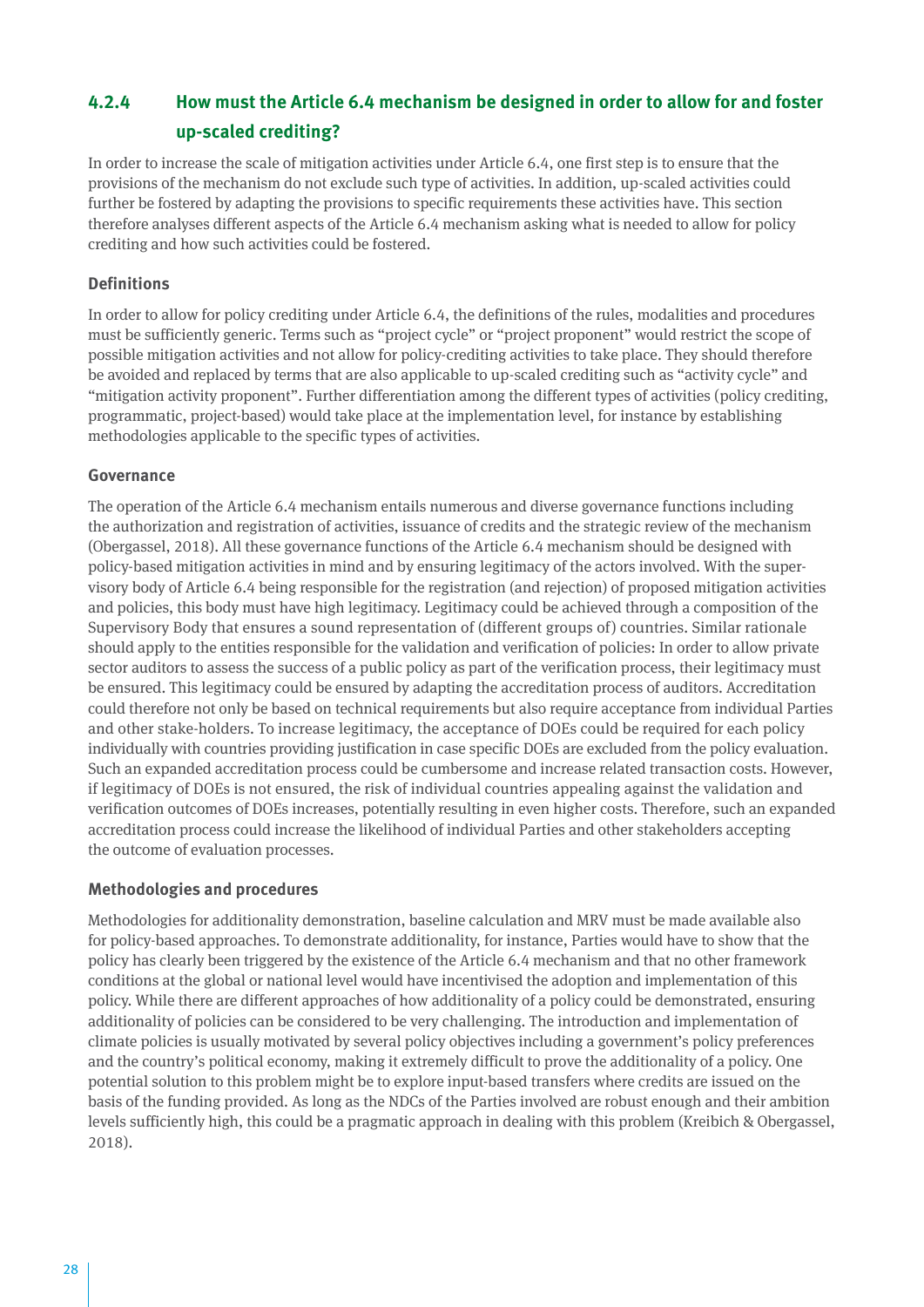### 4.2.4 How must the Article 6.4 mechanism be designed in order to allow for and foster up-scaled crediting?

In order to increase the scale of mitigation activities under Article 6.4, one first step is to ensure that the provisions of the mechanism do not exclude such type of activities. In addition, up-scaled activities could further be fostered by adapting the provisions to specific requirements these activities have. This section therefore analyses different aspects of the Article 6.4 mechanism asking what is needed to allow for policy crediting and how such activities could be fostered.

#### Definitions

In order to allow for policy crediting under Article 6.4, the definitions of the rules, modalities and procedures must be sufficiently generic. Terms such as "project cycle" or "project proponent" would restrict the scope of possible mitigation activities and not allow for policy-crediting activities to take place. They should therefore be avoided and replaced by terms that are also applicable to up-scaled crediting such as "activity cycle" and "mitigation activity proponent". Further differentiation among the different types of activities (policy crediting, programmatic, project-based) would take place at the implementation level, for instance by establishing methodologies applicable to the specific types of activities.

#### Governance

The operation of the Article 6.4 mechanism entails numerous and diverse governance functions including the authorization and registration of activities, issuance of credits and the strategic review of the mechanism (Obergassel, 2018). All these governance functions of the Article 6.4 mechanism should be designed with policy-based mitigation activities in mind and by ensuring legitimacy of the actors involved. With the supervisory body of Article 6.4 being responsible for the registration (and rejection) of proposed mitigation activities and policies, this body must have high legitimacy. Legitimacy could be achieved through a composition of the Supervisory Body that ensures a sound representation of (different groups of) countries. Similar rationale should apply to the entities responsible for the validation and verification of policies: In order to allow private sector auditors to assess the success of a public policy as part of the verification process, their legitimacy must be ensured. This legitimacy could be ensured by adapting the accreditation process of auditors. Accreditation could therefore not only be based on technical requirements but also require acceptance from individual Parties and other stake-holders. To increase legitimacy, the acceptance of DOEs could be required for each policy individually with countries providing justification in case specific DOEs are excluded from the policy evaluation. Such an expanded accreditation process could be cumbersome and increase related transaction costs. However, if legitimacy of DOEs is not ensured, the risk of individual countries appealing against the validation and verification outcomes of DOEs increases, potentially resulting in even higher costs. Therefore, such an expanded accreditation process could increase the likelihood of individual Parties and other stakeholders accepting the outcome of evaluation processes.

#### Methodologies and procedures

Methodologies for additionality demonstration, baseline calculation and MRV must be made available also for policy-based approaches. To demonstrate additionality, for instance, Parties would have to show that the policy has clearly been triggered by the existence of the Article 6.4 mechanism and that no other framework conditions at the global or national level would have incentivised the adoption and implementation of this policy. While there are different approaches of how additionality of a policy could be demonstrated, ensuring additionality of policies can be considered to be very challenging. The introduction and implementation of climate policies is usually motivated by several policy objectives including a government's policy preferences and the country's political economy, making it extremely difficult to prove the additionality of a policy. One potential solution to this problem might be to explore input-based transfers where credits are issued on the basis of the funding provided. As long as the NDCs of the Parties involved are robust enough and their ambition levels sufficiently high, this could be a pragmatic approach in dealing with this problem (Kreibich & Obergassel, 2018).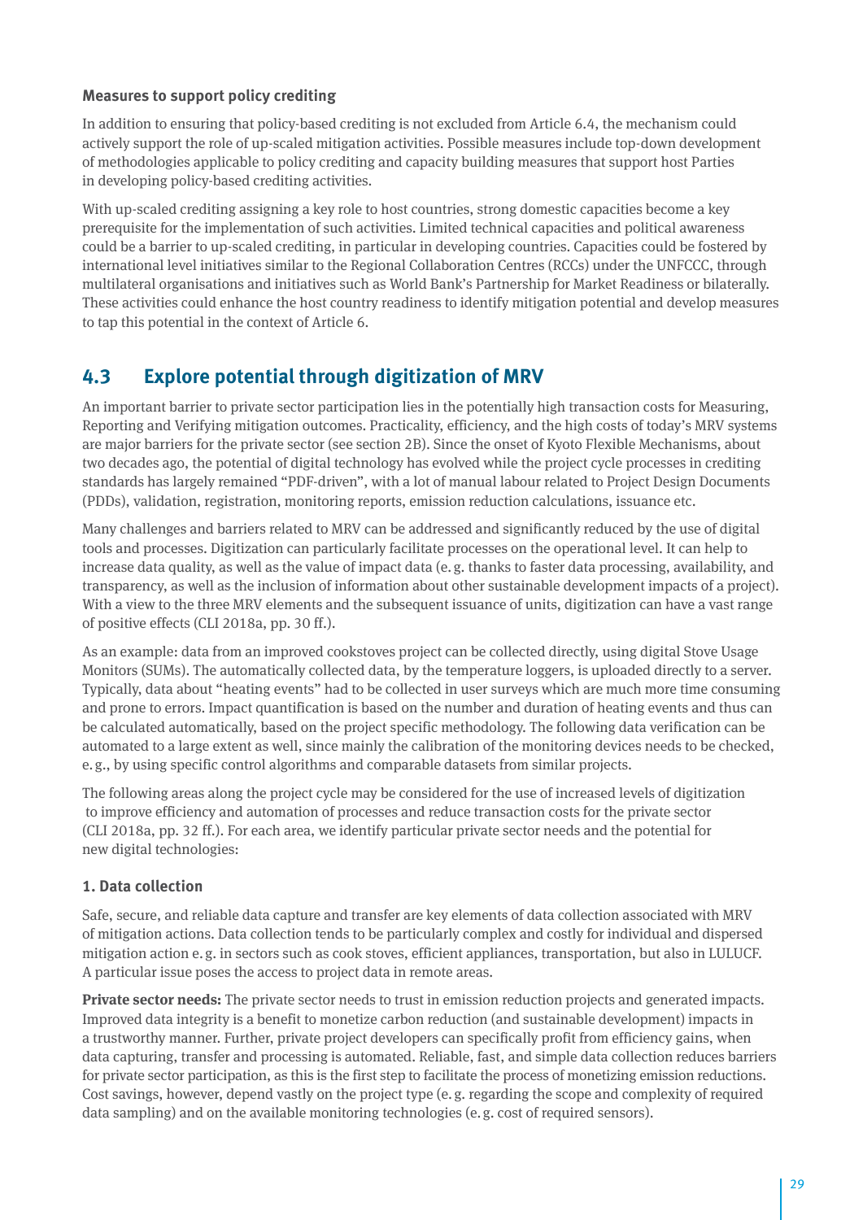**Measures to support policy crediting**

In addition to ensuring that policy-based crediting is not excluded from Article 6.4, the mechanism could actively support the role of up-scaled mitigation activities. Possible measures include top-down development of methodologies applicable to policy crediting and capacity building measures that support host Parties in developing policy-based crediting activities.

With up-scaled crediting assigning a key role to host countries, strong domestic capacities become a key prerequisite for the implementation of such activities. Limited technical capacities and political awareness could be a barrier to up-scaled crediting, in particular in developing countries. Capacities could be fostered by international level initiatives similar to the Regional Collaboration Centres (RCCs) under the UNFCCC, through multilateral organisations and initiatives such as World Bank's Partnership for Market Readiness or bilaterally. These activities could enhance the host country readiness to identify mitigation potential and develop measures to tap this potential in the context of Article 6.

## 4.3 Explore potential through digitization of MRV

An important barrier to private sector participation lies in the potentially high transaction costs for Measuring, Reporting and Verifying mitigation outcomes. Practicality, efficiency, and the high costs of today's MRV systems are major barriers for the private sector (see section 2B). Since the onset of Kyoto Flexible Mechanisms, about two decades ago, the potential of digital technology has evolved while the project cycle processes in crediting standards has largely remained "PDF-driven", with a lot of manual labour related to Project Design Documents (PDDs), validation, registration, monitoring reports, emission reduction calculations, issuance etc.

Many challenges and barriers related to MRV can be addressed and significantly reduced by the use of digital tools and processes. Digitization can particularly facilitate processes on the operational level. It can help to increase data quality, as well as the value of impact data (e.g. thanks to faster data processing, availability, and transparency, as well as the inclusion of information about other sustainable development impacts of a project). With a view to the three MRV elements and the subsequent issuance of units, digitization can have a vast range of positive effects (CLI 2018a, pp. 30 ff.).

As an example: data from an improved cookstoves project can be collected directly, using digital Stove Usage Monitors (SUMs). The automatically collected data, by the temperature loggers, is uploaded directly to a server. Typically, data about "heating events" had to be collected in user surveys which are much more time consuming and prone to errors. Impact quantification is based on the number and duration of heating events and thus can be calculated automatically, based on the project specific methodology. The following data verification can be automated to a large extent as well, since mainly the calibration of the monitoring devices needs to be checked, e.g., by using specific control algorithms and comparable datasets from similar projects.

The following areas along the project cycle may be considered for the use of increased levels of digitization to improve efficiency and automation of processes and reduce transaction costs for the private sector (CLI 2018a, pp. 32 ff.). For each area, we identify particular private sector needs and the potential for new digital technologies:

### 1. Data collection

Safe, secure, and reliable data capture and transfer are key elements of data collection associated with MRV of mitigation actions. Data collection tends to be particularly complex and costly for individual and dispersed mitigation action e.g. in sectors such as cook stoves, efficient appliances, transportation, but also in LULUCF. A particular issue poses the access to project data in remote areas.

**Private sector needs:** The private sector needs to trust in emission reduction projects and generated impacts. Improved data integrity is a benefit to monetize carbon reduction (and sustainable development) impacts in a trustworthy manner. Further, private project developers can specifically profit from efficiency gains, when data capturing, transfer and processing is automated. Reliable, fast, and simple data collection reduces barriers for private sector participation, as this is the first step to facilitate the process of monetizing emission reductions. Cost savings, however, depend vastly on the project type (e.g. regarding the scope and complexity of required data sampling) and on the available monitoring technologies (e.g. cost of required sensors).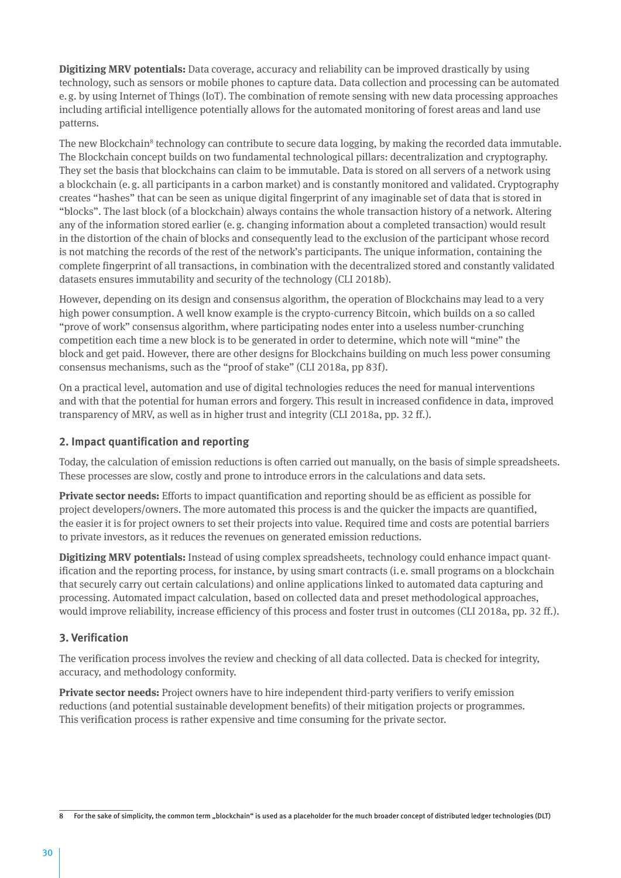**Digitizing MRV potentials:** Data coverage, accuracy and reliability can be improved drastically by using technology, such as sensors or mobile phones to capture data. Data collection and processing can be automated e. g. by using Internet of Things (IoT). The combination of remote sensing with new data processing approaches including artificial intelligence potentially allows for the automated monitoring of forest areas and land use patterns.

The new Blockchain[8] technology can contribute to secure data logging, by making the recorded data immutable. The Blockchain concept builds on two fundamental technological pillars: decentralization and cryptography. They set the basis that blockchains can claim to be immutable. Data is stored on all servers of a network using a blockchain (e. g. all participants in a carbon market) and is constantly monitored and validated. Cryptography creates "hashes" that can be seen as unique digital fingerprint of any imaginable set of data that is stored in "blocks". The last block (of a blockchain) always contains the whole transaction history of a network. Altering any of the information stored earlier (e. g. changing information about a completed transaction) would result in the distortion of the chain of blocks and consequently lead to the exclusion of the participant whose record is not matching the records of the rest of the network's participants. The unique information, containing the complete fingerprint of all transactions, in combination with the decentralized stored and constantly validated datasets ensures immutability and security of the technology (CLI 2018b).

However, depending on its design and consensus algorithm, the operation of Blockchains may lead to a very high power consumption. A well know example is the crypto-currency Bitcoin, which builds on a so called "prove of work" consensus algorithm, where participating nodes enter into a useless number-crunching competition each time a new block is to be generated in order to determine, which note will "mine" the block and get paid. However, there are other designs for Blockchains building on much less power consuming consensus mechanisms, such as the "proof of stake" (CLI 2018a, pp 83f).

On a practical level, automation and use of digital technologies reduces the need for manual interventions and with that the potential for human errors and forgery. This result in increased confidence in data, improved transparency of MRV, as well as in higher trust and integrity (CLI 2018a, pp. 32 ff.).

### 2. Impact quantification and reporting

Today, the calculation of emission reductions is often carried out manually, on the basis of simple spreadsheets. These processes are slow, costly and prone to introduce errors in the calculations and data sets.

**Private sector needs:** Efforts to impact quantification and reporting should be as efficient as possible for project developers/owners. The more automated this process is and the quicker the impacts are quantified, the easier it is for project owners to set their projects into value. Required time and costs are potential barriers to private investors, as it reduces the revenues on generated emission reductions.

**Digitizing MRV potentials:** Instead of using complex spreadsheets, technology could enhance impact quantification and the reporting process, for instance, by using smart contracts (i. e. small programs on a blockchain that securely carry out certain calculations) and online applications linked to automated data capturing and processing. Automated impact calculation, based on collected data and preset methodological approaches, would improve reliability, increase efficiency of this process and foster trust in outcomes (CLI 2018a, pp. 32 ff.).

### 3. Verification

The verification process involves the review and checking of all data collected. Data is checked for integrity, accuracy, and methodology conformity.

**Private sector needs:** Project owners have to hire independent third-party verifiers to verify emission reductions (and potential sustainable development benefits) of their mitigation projects or programmes. This verification process is rather expensive and time consuming for the private sector.

[8] For the sake of simplicity, the common term „blockchain" is used as a placeholder for the much broader concept of distributed ledger technologies (DLT)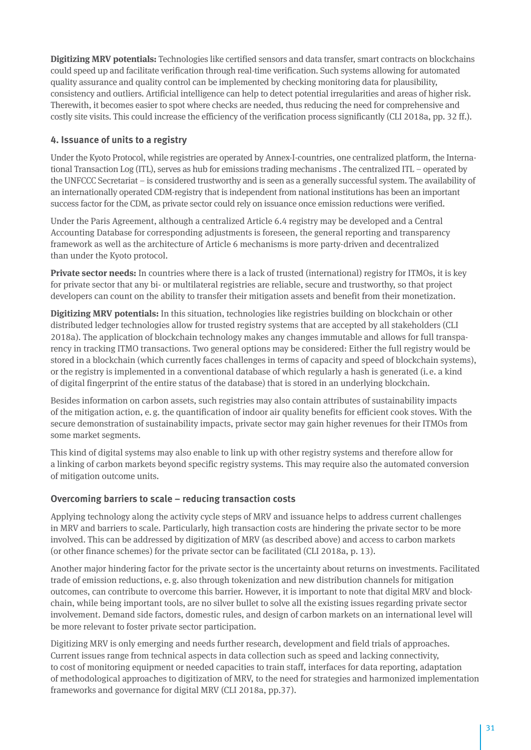**Digitizing MRV potentials:** Technologies like certified sensors and data transfer, smart contracts on blockchains could speed up and facilitate verification through real-time verification. Such systems allowing for automated quality assurance and quality control can be implemented by checking monitoring data for plausibility, consistency and outliers. Artificial intelligence can help to detect potential irregularities and areas of higher risk. Therewith, it becomes easier to spot where checks are needed, thus reducing the need for comprehensive and costly site visits. This could increase the efficiency of the verification process significantly (CLI 2018a, pp. 32 ff.).

### 4. Issuance of units to a registry

Under the Kyoto Protocol, while registries are operated by Annex-I-countries, one centralized platform, the International Transaction Log (ITL), serves as hub for emissions trading mechanisms . The centralized ITL – operated by the UNFCCC Secretariat – is considered trustworthy and is seen as a generally successful system. The availability of an internationally operated CDM-registry that is independent from national institutions has been an important success factor for the CDM, as private sector could rely on issuance once emission reductions were verified.

Under the Paris Agreement, although a centralized Article 6.4 registry may be developed and a Central Accounting Database for corresponding adjustments is foreseen, the general reporting and transparency framework as well as the architecture of Article 6 mechanisms is more party-driven and decentralized than under the Kyoto protocol.

**Private sector needs:** In countries where there is a lack of trusted (international) registry for ITMOs, it is key for private sector that any bi- or multilateral registries are reliable, secure and trustworthy, so that project developers can count on the ability to transfer their mitigation assets and benefit from their monetization.

**Digitizing MRV potentials:** In this situation, technologies like registries building on blockchain or other distributed ledger technologies allow for trusted registry systems that are accepted by all stakeholders (CLI 2018a). The application of blockchain technology makes any changes immutable and allows for full transparency in tracking ITMO transactions. Two general options may be considered: Either the full registry would be stored in a blockchain (which currently faces challenges in terms of capacity and speed of blockchain systems), or the registry is implemented in a conventional database of which regularly a hash is generated (i. e. a kind of digital fingerprint of the entire status of the database) that is stored in an underlying blockchain.

Besides information on carbon assets, such registries may also contain attributes of sustainability impacts of the mitigation action, e. g. the quantification of indoor air quality benefits for efficient cook stoves. With the secure demonstration of sustainability impacts, private sector may gain higher revenues for their ITMOs from some market segments.

This kind of digital systems may also enable to link up with other registry systems and therefore allow for a linking of carbon markets beyond specific registry systems. This may require also the automated conversion of mitigation outcome units.

### Overcoming barriers to scale – reducing transaction costs

Applying technology along the activity cycle steps of MRV and issuance helps to address current challenges in MRV and barriers to scale. Particularly, high transaction costs are hindering the private sector to be more involved. This can be addressed by digitization of MRV (as described above) and access to carbon markets (or other finance schemes) for the private sector can be facilitated (CLI 2018a, p. 13).

Another major hindering factor for the private sector is the uncertainty about returns on investments. Facilitated trade of emission reductions, e. g. also through tokenization and new distribution channels for mitigation outcomes, can contribute to overcome this barrier. However, it is important to note that digital MRV and blockchain, while being important tools, are no silver bullet to solve all the existing issues regarding private sector involvement. Demand side factors, domestic rules, and design of carbon markets on an international level will be more relevant to foster private sector participation.

Digitizing MRV is only emerging and needs further research, development and field trials of approaches. Current issues range from technical aspects in data collection such as speed and lacking connectivity, to cost of monitoring equipment or needed capacities to train staff, interfaces for data reporting, adaptation of methodological approaches to digitization of MRV, to the need for strategies and harmonized implementation frameworks and governance for digital MRV (CLI 2018a, pp.37).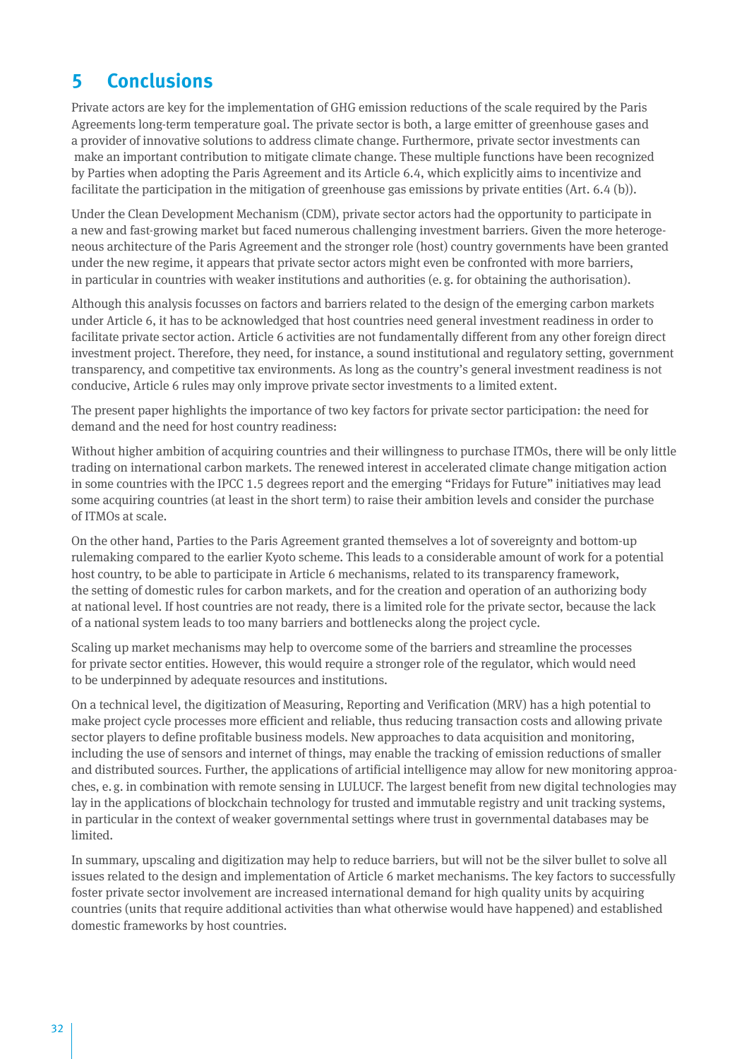# 5 Conclusions

Private actors are key for the implementation of GHG emission reductions of the scale required by the Paris Agreements long-term temperature goal. The private sector is both, a large emitter of greenhouse gases and a provider of innovative solutions to address climate change. Furthermore, private sector investments can make an important contribution to mitigate climate change. These multiple functions have been recognized by Parties when adopting the Paris Agreement and its Article 6.4, which explicitly aims to incentivize and facilitate the participation in the mitigation of greenhouse gas emissions by private entities (Art. 6.4 (b)).

Under the Clean Development Mechanism (CDM), private sector actors had the opportunity to participate in a new and fast-growing market but faced numerous challenging investment barriers. Given the more heterogeneous architecture of the Paris Agreement and the stronger role (host) country governments have been granted under the new regime, it appears that private sector actors might even be confronted with more barriers, in particular in countries with weaker institutions and authorities (e. g. for obtaining the authorisation).

Although this analysis focusses on factors and barriers related to the design of the emerging carbon markets under Article 6, it has to be acknowledged that host countries need general investment readiness in order to facilitate private sector action. Article 6 activities are not fundamentally different from any other foreign direct investment project. Therefore, they need, for instance, a sound institutional and regulatory setting, government transparency, and competitive tax environments. As long as the country's general investment readiness is not conducive, Article 6 rules may only improve private sector investments to a limited extent.

The present paper highlights the importance of two key factors for private sector participation: the need for demand and the need for host country readiness:

Without higher ambition of acquiring countries and their willingness to purchase ITMOs, there will be only little trading on international carbon markets. The renewed interest in accelerated climate change mitigation action in some countries with the IPCC 1.5 degrees report and the emerging "Fridays for Future" initiatives may lead some acquiring countries (at least in the short term) to raise their ambition levels and consider the purchase of ITMOs at scale.

On the other hand, Parties to the Paris Agreement granted themselves a lot of sovereignty and bottom-up rulemaking compared to the earlier Kyoto scheme. This leads to a considerable amount of work for a potential host country, to be able to participate in Article 6 mechanisms, related to its transparency framework, the setting of domestic rules for carbon markets, and for the creation and operation of an authorizing body at national level. If host countries are not ready, there is a limited role for the private sector, because the lack of a national system leads to too many barriers and bottlenecks along the project cycle.

Scaling up market mechanisms may help to overcome some of the barriers and streamline the processes for private sector entities. However, this would require a stronger role of the regulator, which would need to be underpinned by adequate resources and institutions.

On a technical level, the digitization of Measuring, Reporting and Verification (MRV) has a high potential to make project cycle processes more efficient and reliable, thus reducing transaction costs and allowing private sector players to define profitable business models. New approaches to data acquisition and monitoring, including the use of sensors and internet of things, may enable the tracking of emission reductions of smaller and distributed sources. Further, the applications of artificial intelligence may allow for new monitoring approaches, e. g. in combination with remote sensing in LULUCF. The largest benefit from new digital technologies may lay in the applications of blockchain technology for trusted and immutable registry and unit tracking systems, in particular in the context of weaker governmental settings where trust in governmental databases may be limited.

In summary, upscaling and digitization may help to reduce barriers, but will not be the silver bullet to solve all issues related to the design and implementation of Article 6 market mechanisms. The key factors to successfully foster private sector involvement are increased international demand for high quality units by acquiring countries (units that require additional activities than what otherwise would have happened) and established domestic frameworks by host countries.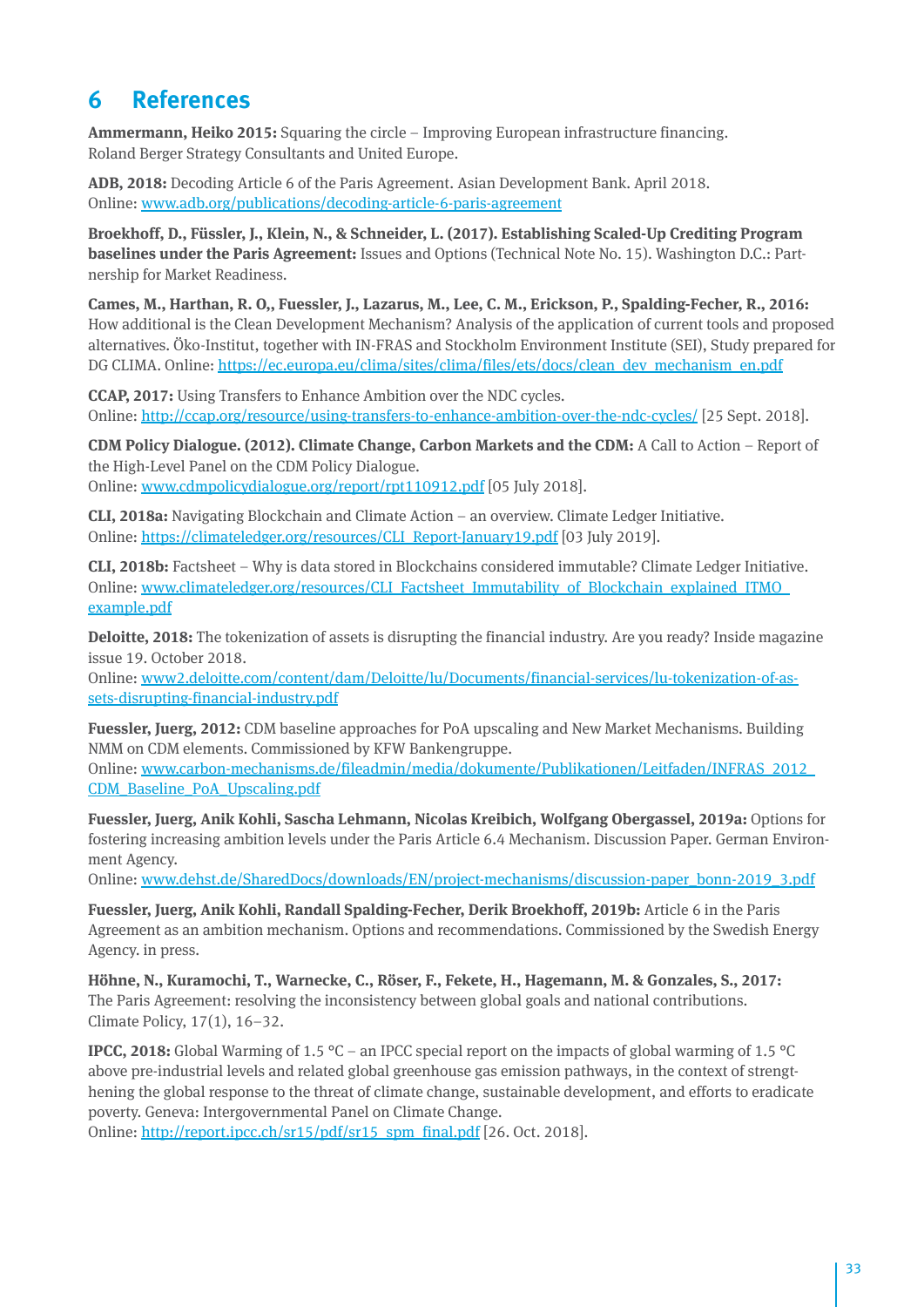# 6 References

**Ammermann, Heiko 2015:** Squaring the circle – Improving European infrastructure financing. Roland Berger Strategy Consultants and United Europe.

**ADB, 2018:** Decoding Article 6 of the Paris Agreement. Asian Development Bank. April 2018. Online: www.adb.org/publications/decoding-article-6-paris-agreement

**Broekhoff, D., Füssler, J., Klein, N., & Schneider, L. (2017). Establishing Scaled-Up Crediting Program baselines under the Paris Agreement:** Issues and Options (Technical Note No. 15). Washington D.C.: Partnership for Market Readiness.

**Cames, M., Harthan, R. O,, Fuessler, J., Lazarus, M., Lee, C. M., Erickson, P., Spalding-Fecher, R., 2016:** How additional is the Clean Development Mechanism? Analysis of the application of current tools and proposed alternatives. Öko-Institut, together with IN-FRAS and Stockholm Environment Institute (SEI), Study prepared for DG CLIMA. Online: https://ec.europa.eu/clima/sites/clima/files/ets/docs/clean_dev_mechanism_en.pdf

**CCAP, 2017:** Using Transfers to Enhance Ambition over the NDC cycles. Online: http://ccap.org/resource/using-transfers-to-enhance-ambition-over-the-ndc-cycles/ [25 Sept. 2018].

**CDM Policy Dialogue. (2012). Climate Change, Carbon Markets and the CDM:** A Call to Action – Report of the High-Level Panel on the CDM Policy Dialogue. Online: www.cdmpolicydialogue.org/report/rpt110912.pdf [05 July 2018].

**CLI, 2018a:** Navigating Blockchain and Climate Action – an overview. Climate Ledger Initiative. Online: https://climateledger.org/resources/CLI_Report-January19.pdf [03 July 2019].

**CLI, 2018b:** Factsheet – Why is data stored in Blockchains considered immutable? Climate Ledger Initiative. Online: www.climateledger.org/resources/CLI_Factsheet_Immutability_of_Blockchain_explained_ITMO_example.pdf

**Deloitte, 2018:** The tokenization of assets is disrupting the financial industry. Are you ready? Inside magazine issue 19. October 2018. Online: www2.deloitte.com/content/dam/Deloitte/lu/Documents/financial-services/lu-tokenization-of-assets-disrupting-financial-industry.pdf

**Fuessler, Juerg, 2012:** CDM baseline approaches for PoA upscaling and New Market Mechanisms. Building NMM on CDM elements. Commissioned by KFW Bankengruppe. Online: www.carbon-mechanisms.de/fileadmin/media/dokumente/Publikationen/Leitfaden/INFRAS_2012_CDM_Baseline_PoA_Upscaling.pdf

**Fuessler, Juerg, Anik Kohli, Sascha Lehmann, Nicolas Kreibich, Wolfgang Obergassel, 2019a:** Options for fostering increasing ambition levels under the Paris Article 6.4 Mechanism. Discussion Paper. German Environment Agency. Online: www.dehst.de/SharedDocs/downloads/EN/project-mechanisms/discussion-paper_bonn-2019_3.pdf

**Fuessler, Juerg, Anik Kohli, Randall Spalding-Fecher, Derik Broekhoff, 2019b:** Article 6 in the Paris Agreement as an ambition mechanism. Options and recommendations. Commissioned by the Swedish Energy Agency. in press.

**Höhne, N., Kuramochi, T., Warnecke, C., Röser, F., Fekete, H., Hagemann, M. & Gonzales, S., 2017:** The Paris Agreement: resolving the inconsistency between global goals and national contributions. Climate Policy, 17(1), 16–32.

**IPCC, 2018:** Global Warming of 1.5 °C – an IPCC special report on the impacts of global warming of 1.5 °C above pre-industrial levels and related global greenhouse gas emission pathways, in the context of strengthening the global response to the threat of climate change, sustainable development, and efforts to eradicate poverty. Geneva: Intergovernmental Panel on Climate Change. Online: http://report.ipcc.ch/sr15/pdf/sr15_spm_final.pdf [26. Oct. 2018].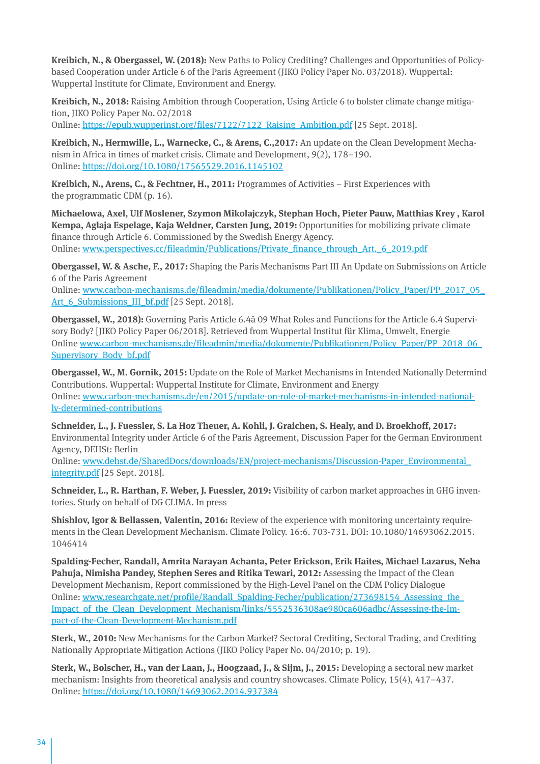**Kreibich, N., & Obergassel, W. (2018):** New Paths to Policy Crediting? Challenges and Opportunities of Policy-based Cooperation under Article 6 of the Paris Agreement (JIKO Policy Paper No. 03/2018). Wuppertal: Wuppertal Institute for Climate, Environment and Energy.

**Kreibich, N., 2018:** Raising Ambition through Cooperation, Using Article 6 to bolster climate change mitigation, JIKO Policy Paper No. 02/2018
Online: https://epub.wupperinst.org/files/7122/7122_Raising_Ambition.pdf [25 Sept. 2018].

**Kreibich, N., Hermwille, L., Warnecke, C., & Arens, C.,2017:** An update on the Clean Development Mechanism in Africa in times of market crisis. Climate and Development, 9(2), 178–190.
Online: https://doi.org/10.1080/17565529.2016.1145102

**Kreibich, N., Arens, C., & Fechtner, H., 2011:** Programmes of Activities – First Experiences with the programmatic CDM (p. 16).

**Michaelowa, Axel, Ulf Moslener, Szymon Mikolajczyk, Stephan Hoch, Pieter Pauw, Matthias Krey , Karol Kempa, Aglaja Espelage, Kaja Weldner, Carsten Jung, 2019:** Opportunities for mobilizing private climate finance through Article 6. Commissioned by the Swedish Energy Agency.
Online: www.perspectives.cc/fileadmin/Publications/Private_finance_through_Art._6_2019.pdf

**Obergassel, W. & Asche, F., 2017:** Shaping the Paris Mechanisms Part III An Update on Submissions on Article 6 of the Paris Agreement
Online: www.carbon-mechanisms.de/fileadmin/media/dokumente/Publikationen/Policy_Paper/PP_2017_05_Art_6_Submissions_III_bf.pdf [25 Sept. 2018].

**Obergassel, W., 2018):** Governing Paris Article 6.4â 09 What Roles and Functions for the Article 6.4 Supervisory Body? [JIKO Policy Paper 06/2018]. Retrieved from Wuppertal Institut für Klima, Umwelt, Energie
Online www.carbon-mechanisms.de/fileadmin/media/dokumente/Publikationen/Policy_Paper/PP_2018_06_Supervisory_Body_bf.pdf

**Obergassel, W., M. Gornik, 2015:** Update on the Role of Market Mechanisms in Intended Nationally Determind Contributions. Wuppertal: Wuppertal Institute for Climate, Environment and Energy
Online: www.carbon-mechanisms.de/en/2015/update-on-role-of-market-mechanisms-in-intended-nationally-determined-contributions

**Schneider, L., J. Fuessler, S. La Hoz Theuer, A. Kohli, J. Graichen, S. Healy, and D. Broekhoff, 2017:** Environmental Integrity under Article 6 of the Paris Agreement, Discussion Paper for the German Environment Agency, DEHSt: Berlin
Online: www.dehst.de/SharedDocs/downloads/EN/project-mechanisms/Discussion-Paper_Environmental_integrity.pdf [25 Sept. 2018].

**Schneider, L., R. Harthan, F. Weber, J. Fuessler, 2019:** Visibility of carbon market approaches in GHG inventories. Study on behalf of DG CLIMA. In press

**Shishlov, Igor & Bellassen, Valentin, 2016:** Review of the experience with monitoring uncertainty requirements in the Clean Development Mechanism. Climate Policy. 16:6. 703-731. DOI: 10.1080/14693062.2015.1046414

**Spalding-Fecher, Randall, Amrita Narayan Achanta, Peter Erickson, Erik Haites, Michael Lazarus, Neha Pahuja, Nimisha Pandey, Stephen Seres and Ritika Tewari, 2012:** Assessing the Impact of the Clean Development Mechanism, Report commissioned by the High-Level Panel on the CDM Policy Dialogue
Online: www.researchgate.net/profile/Randall_Spalding-Fecher/publication/273698154_Assessing_the_Impact_of_the_Clean_Development_Mechanism/links/5552536308ae980ca606adbc/Assessing-the-Impact-of-the-Clean-Development-Mechanism.pdf

**Sterk, W., 2010:** New Mechanisms for the Carbon Market? Sectoral Crediting, Sectoral Trading, and Crediting Nationally Appropriate Mitigation Actions (JIKO Policy Paper No. 04/2010; p. 19).

**Sterk, W., Bolscher, H., van der Laan, J., Hoogzaad, J., & Sijm, J., 2015:** Developing a sectoral new market mechanism: Insights from theoretical analysis and country showcases. Climate Policy, 15(4), 417–437.
Online: https://doi.org/10.1080/14693062.2014.937384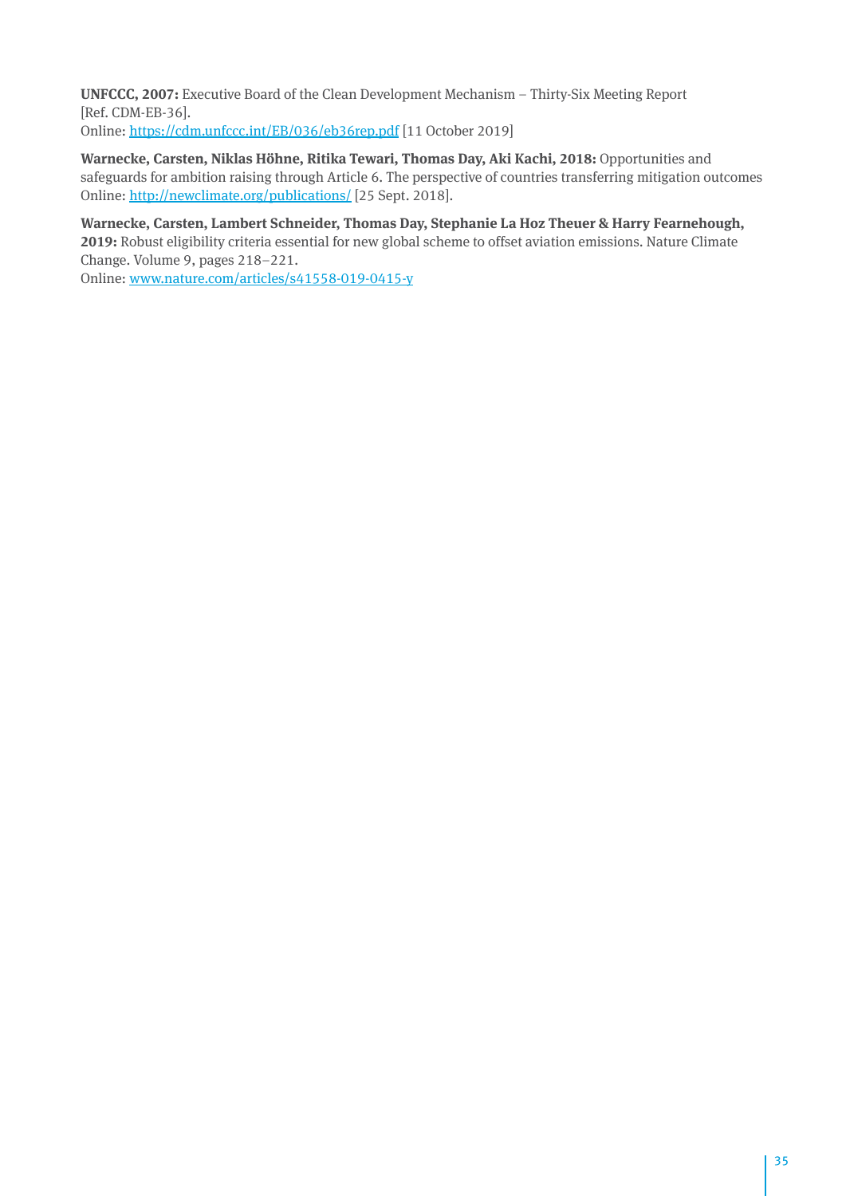**UNFCCC, 2007:** Executive Board of the Clean Development Mechanism – Thirty-Six Meeting Report [Ref. CDM-EB-36].
Online: https://cdm.unfccc.int/EB/036/eb36rep.pdf [11 October 2019]

**Warnecke, Carsten, Niklas Höhne, Ritika Tewari, Thomas Day, Aki Kachi, 2018:** Opportunities and safeguards for ambition raising through Article 6. The perspective of countries transferring mitigation outcomes
Online: http://newclimate.org/publications/ [25 Sept. 2018].

**Warnecke, Carsten, Lambert Schneider, Thomas Day, Stephanie La Hoz Theuer & Harry Fearnehough, 2019:** Robust eligibility criteria essential for new global scheme to offset aviation emissions. Nature Climate Change. Volume 9, pages 218–221.
Online: www.nature.com/articles/s41558-019-0415-y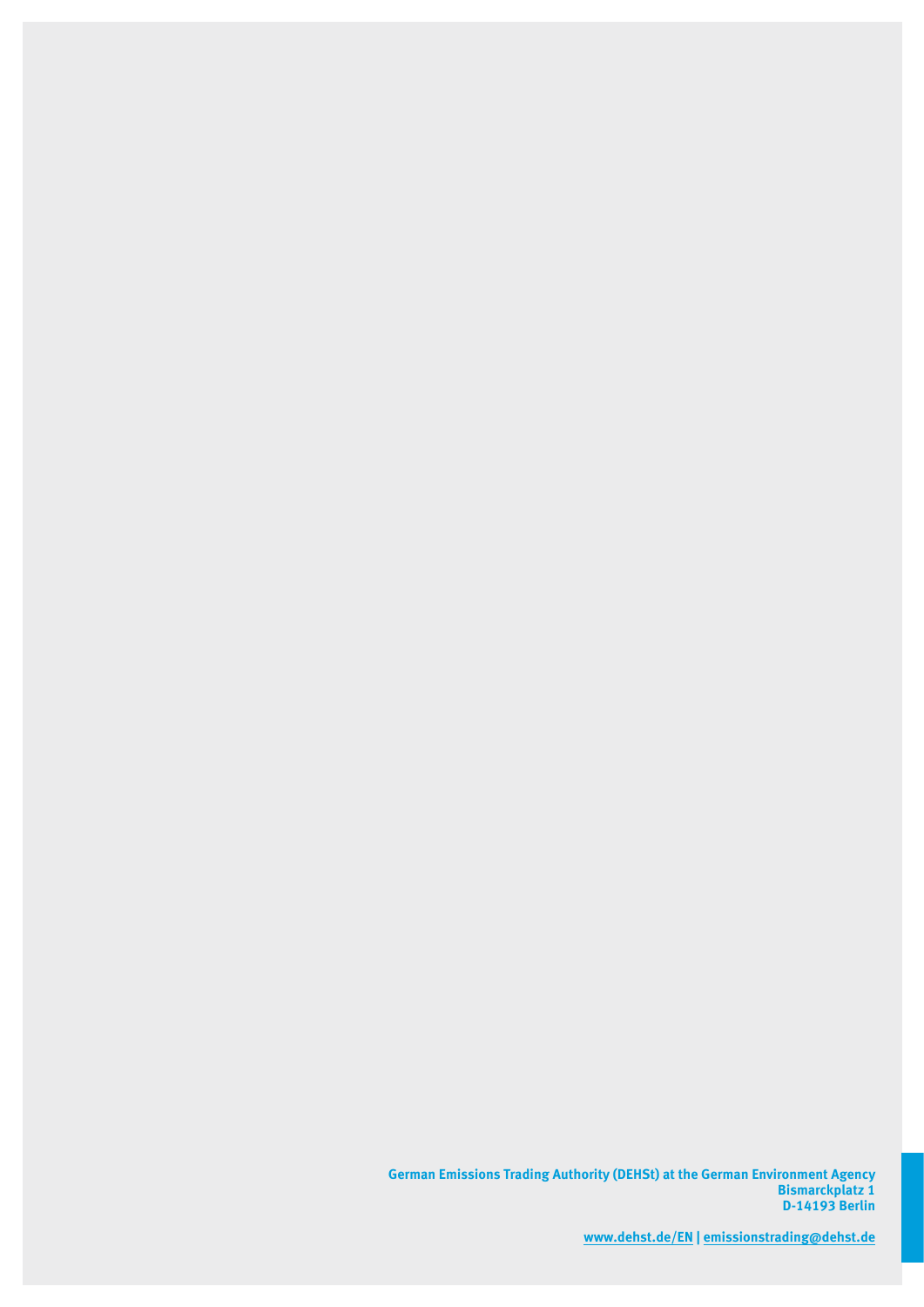**German Emissions Trading Authority (DEHSt) at the German Environment Agency**
**Bismarckplatz 1**
**D-14193 Berlin**

**www.dehst.de/EN | emissionstrading@dehst.de**